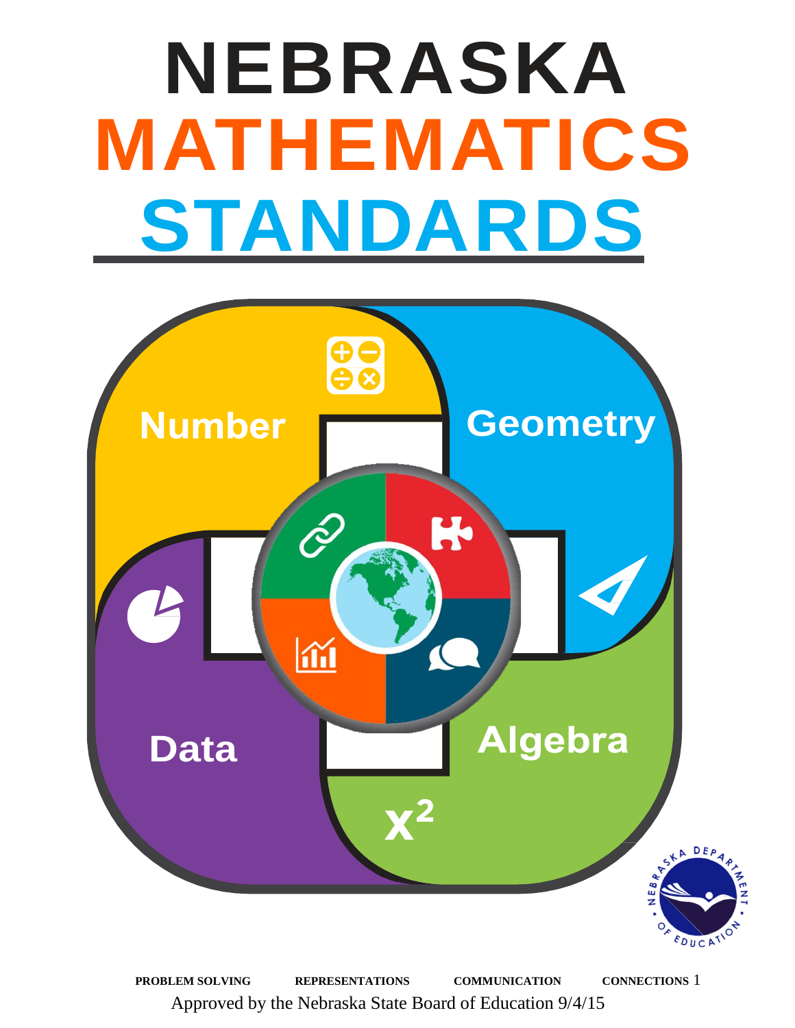# NEBRASKA MATHEMATICS STANDARDS

Number

Geometry

Data

Algebra

$x^2$

PROBLEM SOLVING REPRESENTATIONS COMMUNICATION CONNECTIONS

Approved by the Nebraska State Board of Education 9/4/15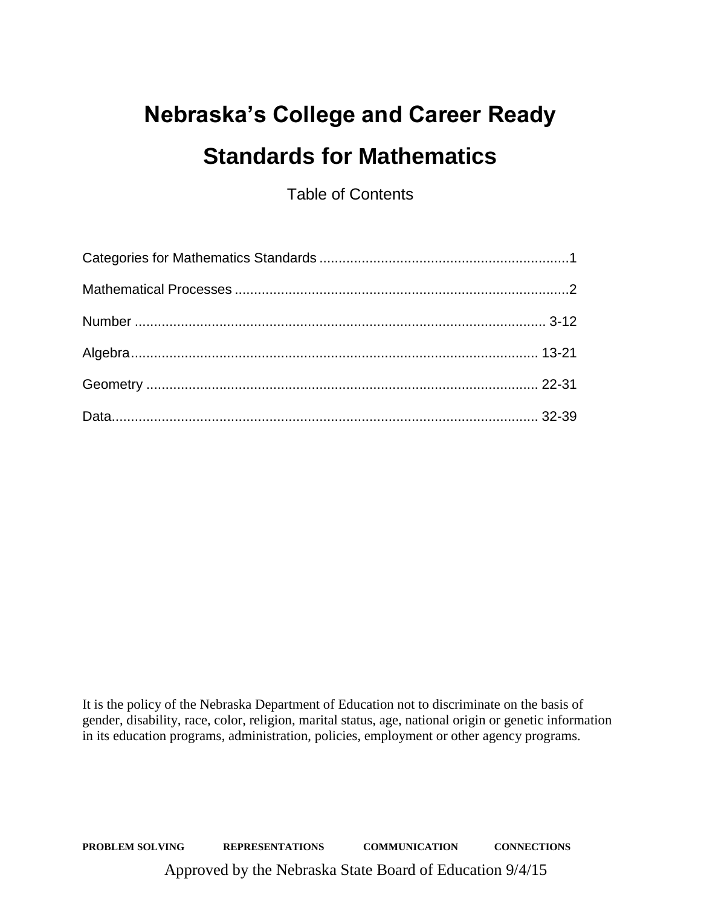# Nebraska's College and Career Ready Standards for Mathematics

Table of Contents

Categories for Mathematics Standards ................................................................1

Mathematical Processes ......................................................................................2

Number ......................................................................................................... 3-12

Algebra......................................................................................................... 13-21

Geometry ..................................................................................................... 22-31

Data.............................................................................................................. 32-39

It is the policy of the Nebraska Department of Education not to discriminate on the basis of gender, disability, race, color, religion, marital status, age, national origin or genetic information in its education programs, administration, policies, employment or other agency programs.

**PROBLEM SOLVING REPRESENTATIONS COMMUNICATION CONNECTIONS**

Approved by the Nebraska State Board of Education 9/4/15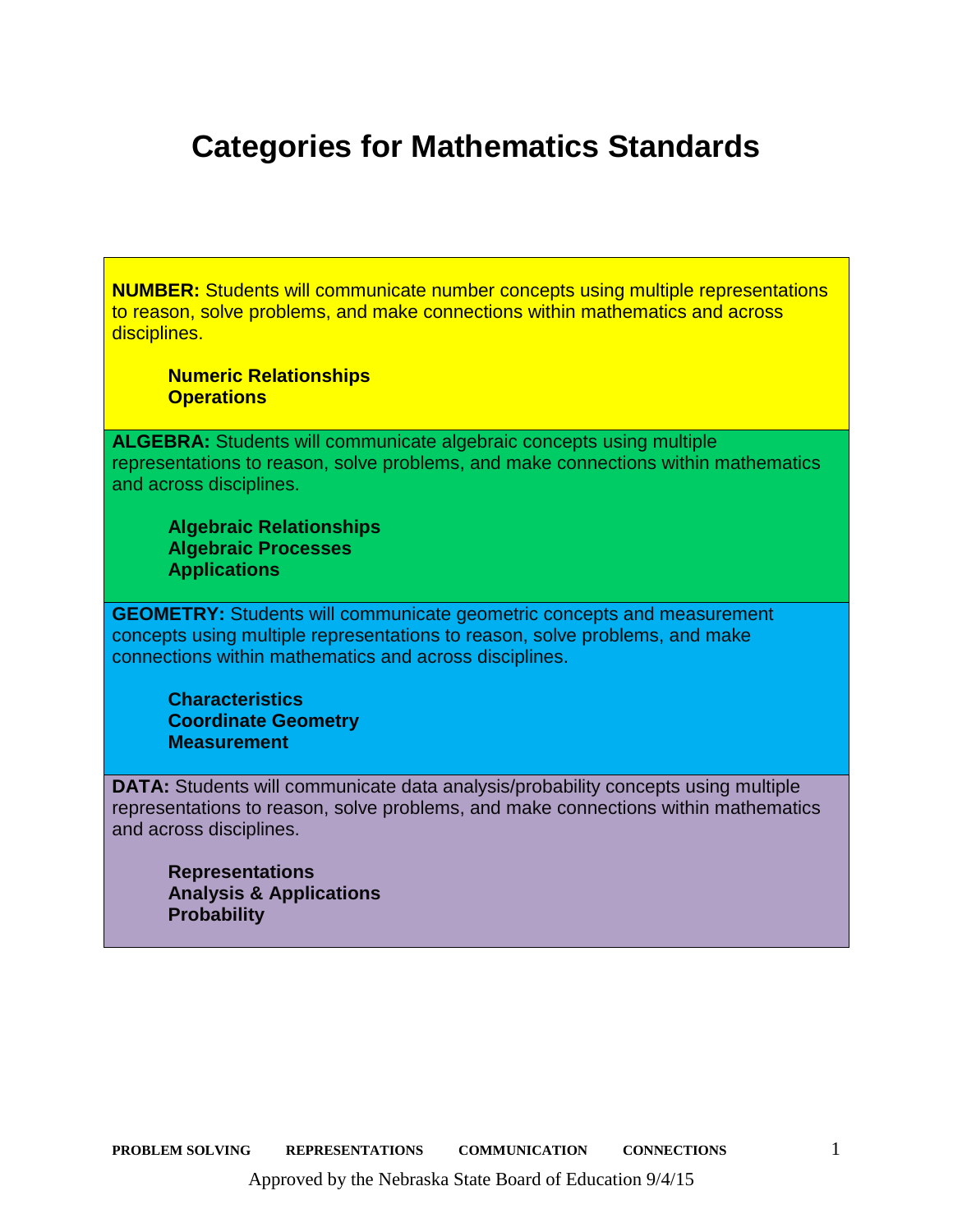# Categories for Mathematics Standards

**NUMBER:** Students will communicate number concepts using multiple representations to reason, solve problems, and make connections within mathematics and across disciplines.

- **Numeric Relationships**
- **Operations**

**ALGEBRA:** Students will communicate algebraic concepts using multiple representations to reason, solve problems, and make connections within mathematics and across disciplines.

- **Algebraic Relationships**
- **Algebraic Processes**
- **Applications**

**GEOMETRY:** Students will communicate geometric concepts and measurement concepts using multiple representations to reason, solve problems, and make connections within mathematics and across disciplines.

- **Characteristics**
- **Coordinate Geometry**
- **Measurement**

**DATA:** Students will communicate data analysis/probability concepts using multiple representations to reason, solve problems, and make connections within mathematics and across disciplines.

- **Representations**
- **Analysis & Applications**
- **Probability**

**PROBLEM SOLVING** **REPRESENTATIONS** **COMMUNICATION** **CONNECTIONS**

Approved by the Nebraska State Board of Education 9/4/15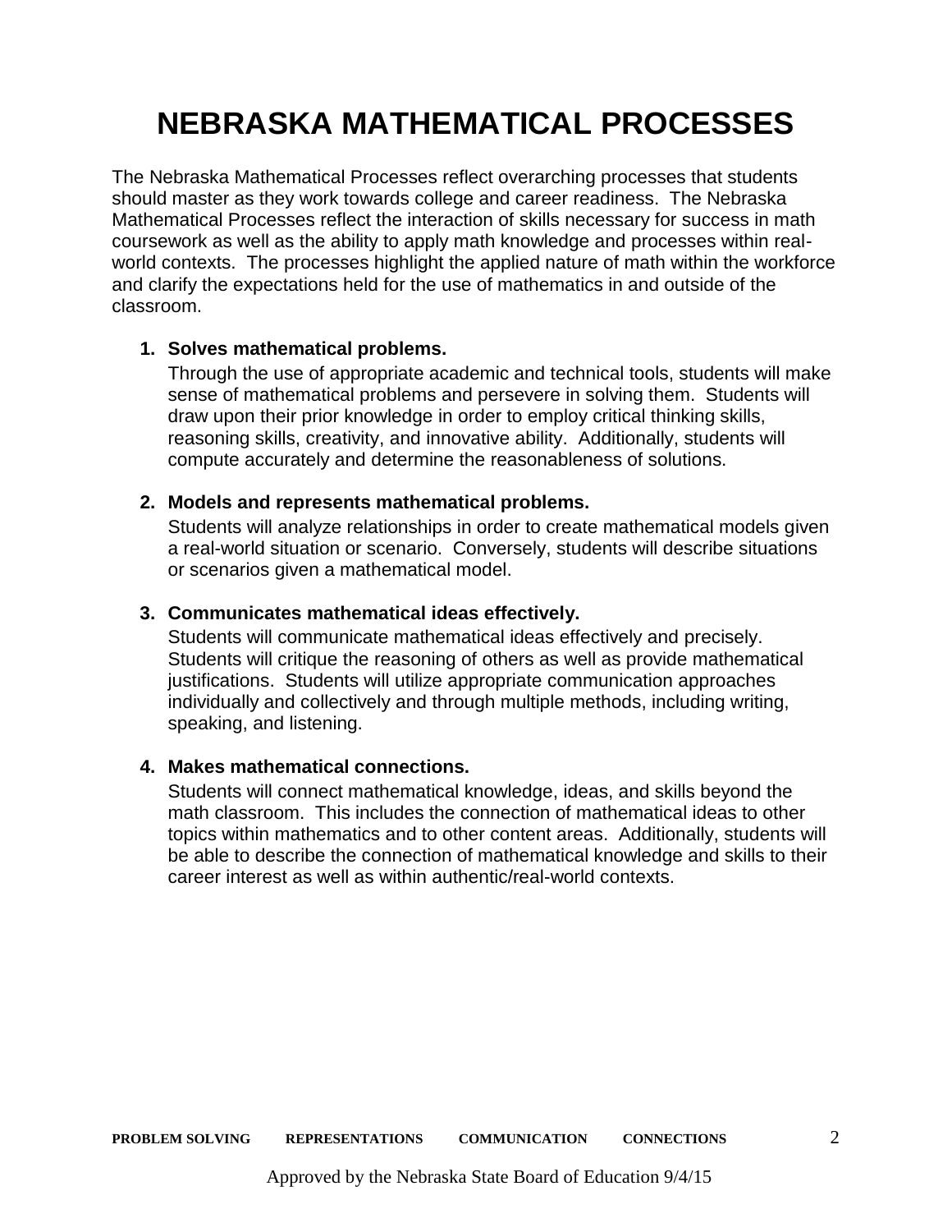# NEBRASKA MATHEMATICAL PROCESSES

The Nebraska Mathematical Processes reflect overarching processes that students should master as they work towards college and career readiness. The Nebraska Mathematical Processes reflect the interaction of skills necessary for success in math coursework as well as the ability to apply math knowledge and processes within real-world contexts. The processes highlight the applied nature of math within the workforce and clarify the expectations held for the use of mathematics in and outside of the classroom.

1. **Solves mathematical problems.**
   Through the use of appropriate academic and technical tools, students will make sense of mathematical problems and persevere in solving them. Students will draw upon their prior knowledge in order to employ critical thinking skills, reasoning skills, creativity, and innovative ability. Additionally, students will compute accurately and determine the reasonableness of solutions.

2. **Models and represents mathematical problems.**
   Students will analyze relationships in order to create mathematical models given a real-world situation or scenario. Conversely, students will describe situations or scenarios given a mathematical model.

3. **Communicates mathematical ideas effectively.**
   Students will communicate mathematical ideas effectively and precisely. Students will critique the reasoning of others as well as provide mathematical justifications. Students will utilize appropriate communication approaches individually and collectively and through multiple methods, including writing, speaking, and listening.

4. **Makes mathematical connections.**
   Students will connect mathematical knowledge, ideas, and skills beyond the math classroom. This includes the connection of mathematical ideas to other topics within mathematics and to other content areas. Additionally, students will be able to describe the connection of mathematical knowledge and skills to their career interest as well as within authentic/real-world contexts.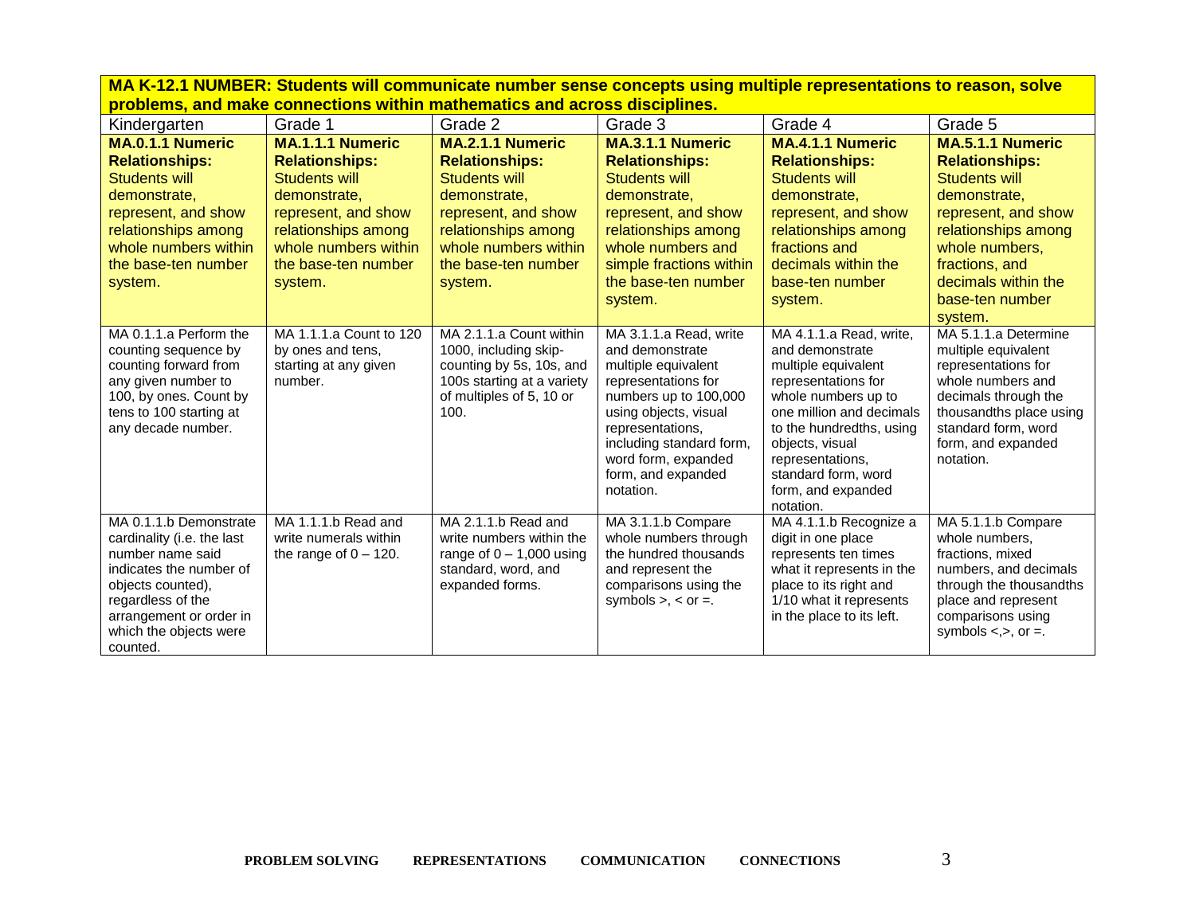| **MA K-12.1 NUMBER: Students will communicate number sense concepts using multiple representations to reason, solve problems, and make connections within mathematics and across disciplines.** | | | | | |
|---|---|---|---|---|---|
| Kindergarten | Grade 1 | Grade 2 | Grade 3 | Grade 4 | Grade 5 |
| **MA.0.1.1 Numeric Relationships:** Students will demonstrate, represent, and show relationships among whole numbers within the base-ten number system. | **MA.1.1.1 Numeric Relationships:** Students will demonstrate, represent, and show relationships among whole numbers within the base-ten number system. | **MA.2.1.1 Numeric Relationships:** Students will demonstrate, represent, and show relationships among whole numbers within the base-ten number system. | **MA.3.1.1 Numeric Relationships:** Students will demonstrate, represent, and show relationships among whole numbers and simple fractions within the base-ten number system. | **MA.4.1.1 Numeric Relationships:** Students will demonstrate, represent, and show relationships among fractions and decimals within the base-ten number system. | **MA.5.1.1 Numeric Relationships:** Students will demonstrate, represent, and show relationships among whole numbers, fractions, and decimals within the base-ten number system. |
| MA 0.1.1.a Perform the counting sequence by counting forward from any given number to 100, by ones. Count by tens to 100 starting at any decade number. | MA 1.1.1.a Count to 120 by ones and tens, starting at any given number. | MA 2.1.1.a Count within 1000, including skip-counting by 5s, 10s, and 100s starting at a variety of multiples of 5, 10 or 100. | MA 3.1.1.a Read, write and demonstrate multiple equivalent representations for numbers up to 100,000 using objects, visual representations, including standard form, word form, expanded form, and expanded notation. | MA 4.1.1.a Read, write, and demonstrate multiple equivalent representations for whole numbers up to one million and decimals to the hundredths, using objects, visual representations, standard form, word form, and expanded notation. | MA 5.1.1.a Determine multiple equivalent representations for whole numbers and decimals through the thousandths place using standard form, word form, and expanded notation. |
| MA 0.1.1.b Demonstrate cardinality (i.e. the last number name said indicates the number of objects counted), regardless of the arrangement or order in which the objects were counted. | MA 1.1.1.b Read and write numerals within the range of 0 – 120. | MA 2.1.1.b Read and write numbers within the range of 0 – 1,000 using standard, word, and expanded forms. | MA 3.1.1.b Compare whole numbers through the hundred thousands and represent the comparisons using the symbols >, < or =. | MA 4.1.1.b Recognize a digit in one place represents ten times what it represents in the place to its right and 1/10 what it represents in the place to its left. | MA 5.1.1.b Compare whole numbers, fractions, mixed numbers, and decimals through the thousandths place and represent comparisons using symbols <,>, or =. |

**PROBLEM SOLVING REPRESENTATIONS COMMUNICATION CONNECTIONS**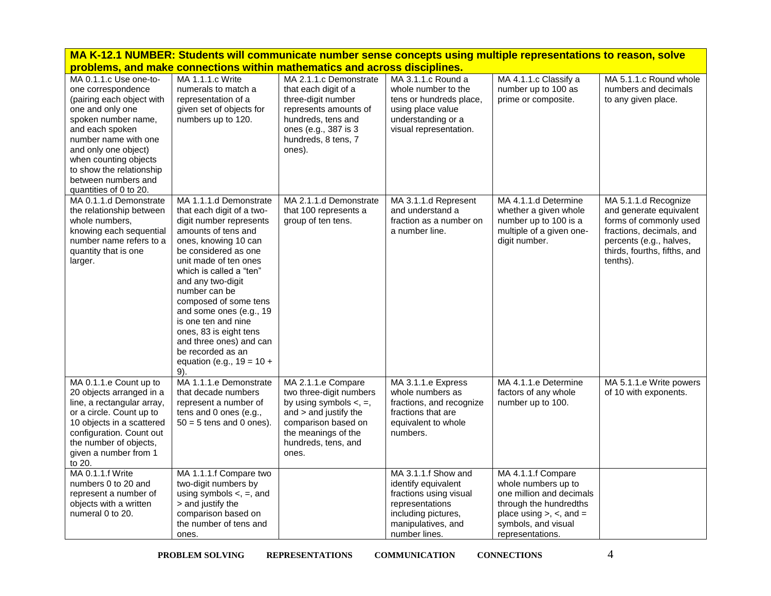**MA K-12.1 NUMBER: Students will communicate number sense concepts using multiple representations to reason, solve problems, and make connections within mathematics and across disciplines.**

| | | | | | |
|---|---|---|---|---|---|
| MA 0.1.1.c Use one-to-one correspondence (pairing each object with one and only one spoken number name, and each spoken number name with one and only one object) when counting objects to show the relationship between numbers and quantities of 0 to 20. | MA 1.1.1.c Write numerals to match a representation of a given set of objects for numbers up to 120. | MA 2.1.1.c Demonstrate that each digit of a three-digit number represents amounts of hundreds, tens and ones (e.g., 387 is 3 hundreds, 8 tens, 7 ones). | MA 3.1.1.c Round a whole number to the tens or hundreds place, using place value understanding or a visual representation. | MA 4.1.1.c Classify a number up to 100 as prime or composite. | MA 5.1.1.c Round whole numbers and decimals to any given place. |
| MA 0.1.1.d Demonstrate the relationship between whole numbers, knowing each sequential number name refers to a quantity that is one larger. | MA 1.1.1.d Demonstrate that each digit of a two-digit number represents amounts of tens and ones, knowing 10 can be considered as one unit made of ten ones which is called a "ten" and any two-digit number can be composed of some tens and some ones (e.g., 19 is one ten and nine ones, 83 is eight tens and three ones) and can be recorded as an equation (e.g., $19 = 10 + 9$). | MA 2.1.1.d Demonstrate that 100 represents a group of ten tens. | MA 3.1.1.d Represent and understand a fraction as a number on a number line. | MA 4.1.1.d Determine whether a given whole number up to 100 is a multiple of a given one-digit number. | MA 5.1.1.d Recognize and generate equivalent forms of commonly used fractions, decimals, and percents (e.g., halves, thirds, fourths, fifths, and tenths). |
| MA 0.1.1.e Count up to 20 objects arranged in a line, a rectangular array, or a circle. Count up to 10 objects in a scattered configuration. Count out the number of objects, given a number from 1 to 20. | MA 1.1.1.e Demonstrate that decade numbers represent a number of tens and 0 ones (e.g., 50 = 5 tens and 0 ones). | MA 2.1.1.e Compare two three-digit numbers by using symbols <, =, and > and justify the comparison based on the meanings of the hundreds, tens, and ones. | MA 3.1.1.e Express whole numbers as fractions, and recognize fractions that are equivalent to whole numbers. | MA 4.1.1.e Determine factors of any whole number up to 100. | MA 5.1.1.e Write powers of 10 with exponents. |
| MA 0.1.1.f Write numbers 0 to 20 and represent a number of objects with a written numeral 0 to 20. | MA 1.1.1.f Compare two two-digit numbers by using symbols <, =, and > and justify the comparison based on the number of tens and ones. | | MA 3.1.1.f Show and identify equivalent fractions using visual representations including pictures, manipulatives, and number lines. | MA 4.1.1.f Compare whole numbers up to one million and decimals through the hundredths place using >, <, and = symbols, and visual representations. | |

**PROBLEM SOLVING** **REPRESENTATIONS** **COMMUNICATION** **CONNECTIONS**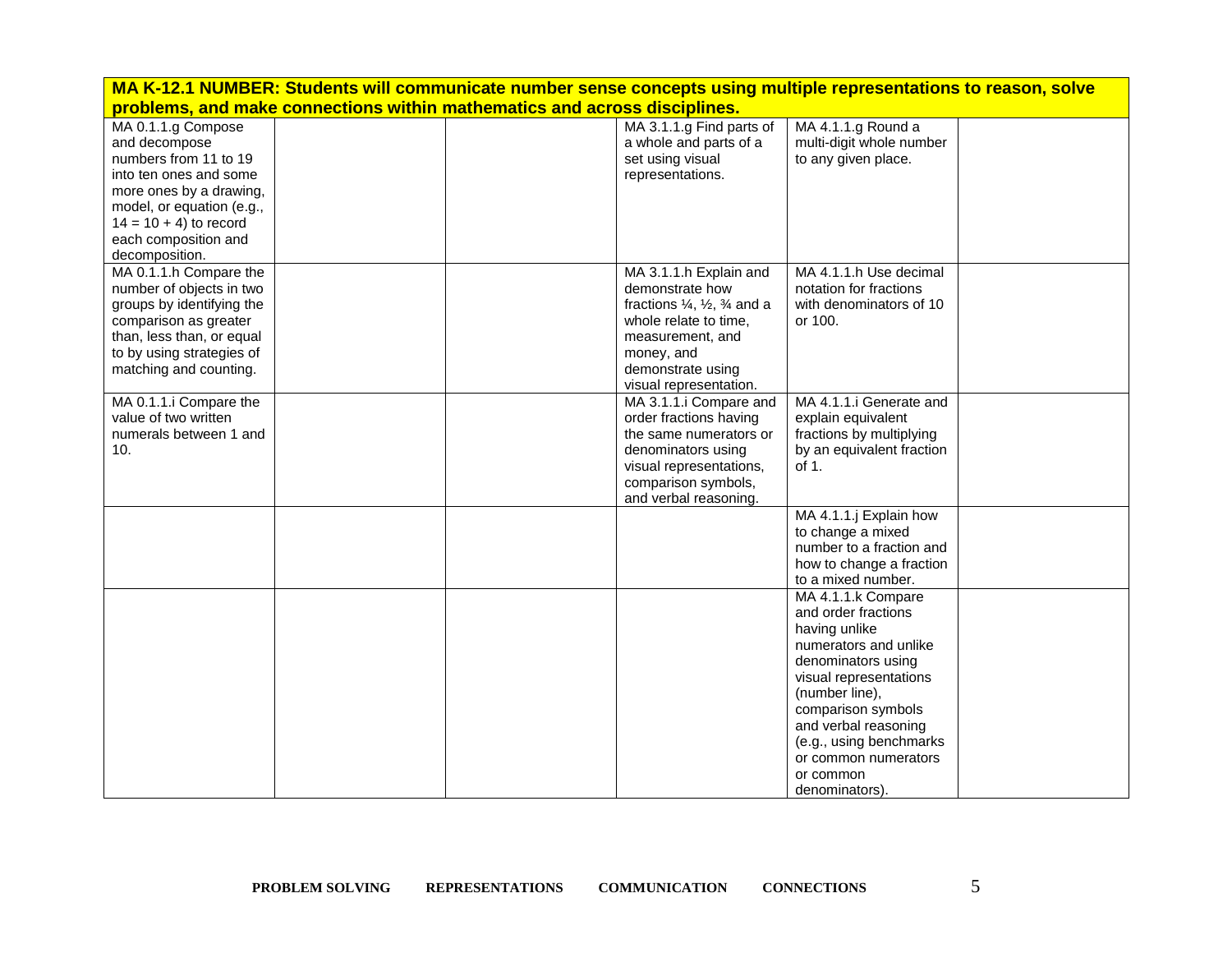**MA K-12.1 NUMBER: Students will communicate number sense concepts using multiple representations to reason, solve problems, and make connections within mathematics and across disciplines.**

| | | | | | |
|---|---|---|---|---|---|
| MA 0.1.1.g Compose and decompose numbers from 11 to 19 into ten ones and some more ones by a drawing, model, or equation (e.g., 14 = 10 + 4) to record each composition and decomposition. | | | MA 3.1.1.g Find parts of a whole and parts of a set using visual representations. | MA 4.1.1.g Round a multi-digit whole number to any given place. | |
| MA 0.1.1.h Compare the number of objects in two groups by identifying the comparison as greater than, less than, or equal to by using strategies of matching and counting. | | | MA 3.1.1.h Explain and demonstrate how fractions ¼, ½, ¾ and a whole relate to time, measurement, and money, and demonstrate using visual representation. | MA 4.1.1.h Use decimal notation for fractions with denominators of 10 or 100. | |
| MA 0.1.1.i Compare the value of two written numerals between 1 and 10. | | | MA 3.1.1.i Compare and order fractions having the same numerators or denominators using visual representations, comparison symbols, and verbal reasoning. | MA 4.1.1.i Generate and explain equivalent fractions by multiplying by an equivalent fraction of 1. | |
| | | | | MA 4.1.1.j Explain how to change a mixed number to a fraction and how to change a fraction to a mixed number. | |
| | | | | MA 4.1.1.k Compare and order fractions having unlike numerators and unlike denominators using visual representations (number line), comparison symbols and verbal reasoning (e.g., using benchmarks or common numerators or common denominators). | |

**PROBLEM SOLVING** **REPRESENTATIONS** **COMMUNICATION** **CONNECTIONS**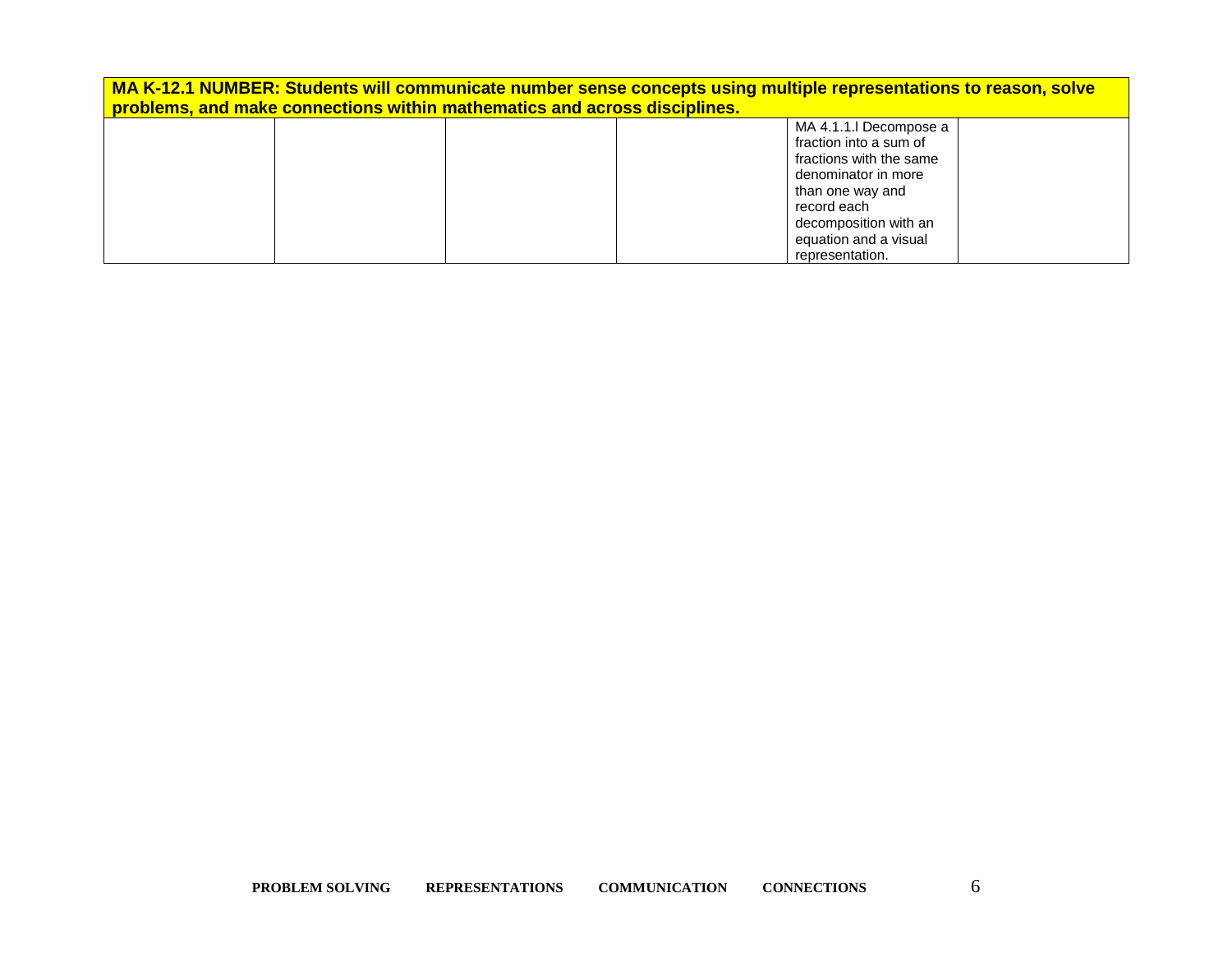| MA K-12.1 NUMBER: Students will communicate number sense concepts using multiple representations to reason, solve problems, and make connections within mathematics and across disciplines. | | | | | |
|---|---|---|---|---|---|
| | | | | MA 4.1.1.l Decompose a fraction into a sum of fractions with the same denominator in more than one way and record each decomposition with an equation and a visual representation. | |

**PROBLEM SOLVING REPRESENTATIONS COMMUNICATION CONNECTIONS**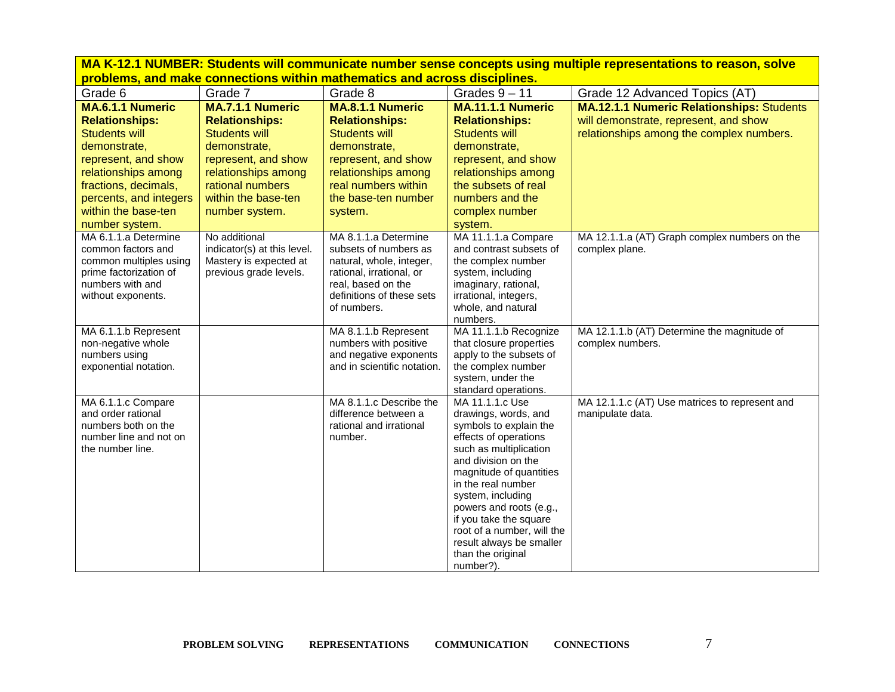| MA K-12.1 NUMBER: Students will communicate number sense concepts using multiple representations to reason, solve problems, and make connections within mathematics and across disciplines. | | | | |
|---|---|---|---|---|
| Grade 6 | Grade 7 | Grade 8 | Grades 9 – 11 | Grade 12 Advanced Topics (AT) |
| **MA.6.1.1 Numeric Relationships:** Students will demonstrate, represent, and show relationships among fractions, decimals, percents, and integers within the base-ten number system. | **MA.7.1.1 Numeric Relationships:** Students will demonstrate, represent, and show relationships among rational numbers within the base-ten number system. | **MA.8.1.1 Numeric Relationships:** Students will demonstrate, represent, and show relationships among real numbers within the base-ten number system. | **MA.11.1.1 Numeric Relationships:** Students will demonstrate, represent, and show relationships among the subsets of real numbers and the complex number system. | **MA.12.1.1 Numeric Relationships:** Students will demonstrate, represent, and show relationships among the complex numbers. |
| MA 6.1.1.a Determine common factors and common multiples using prime factorization of numbers with and without exponents. | No additional indicator(s) at this level. Mastery is expected at previous grade levels. | MA 8.1.1.a Determine subsets of numbers as natural, whole, integer, rational, irrational, or real, based on the definitions of these sets of numbers. | MA 11.1.1.a Compare and contrast subsets of the complex number system, including imaginary, rational, irrational, integers, whole, and natural numbers. | MA 12.1.1.a (AT) Graph complex numbers on the complex plane. |
| MA 6.1.1.b Represent non-negative whole numbers using exponential notation. | | MA 8.1.1.b Represent numbers with positive and negative exponents and in scientific notation. | MA 11.1.1.b Recognize that closure properties apply to the subsets of the complex number system, under the standard operations. | MA 12.1.1.b (AT) Determine the magnitude of complex numbers. |
| MA 6.1.1.c Compare and order rational numbers both on the number line and not on the number line. | | MA 8.1.1.c Describe the difference between a rational and irrational number. | MA 11.1.1.c Use drawings, words, and symbols to explain the effects of operations such as multiplication and division on the magnitude of quantities in the real number system, including powers and roots (e.g., if you take the square root of a number, will the result always be smaller than the original number?). | MA 12.1.1.c (AT) Use matrices to represent and manipulate data. |

PROBLEM SOLVING  REPRESENTATIONS  COMMUNICATION  CONNECTIONS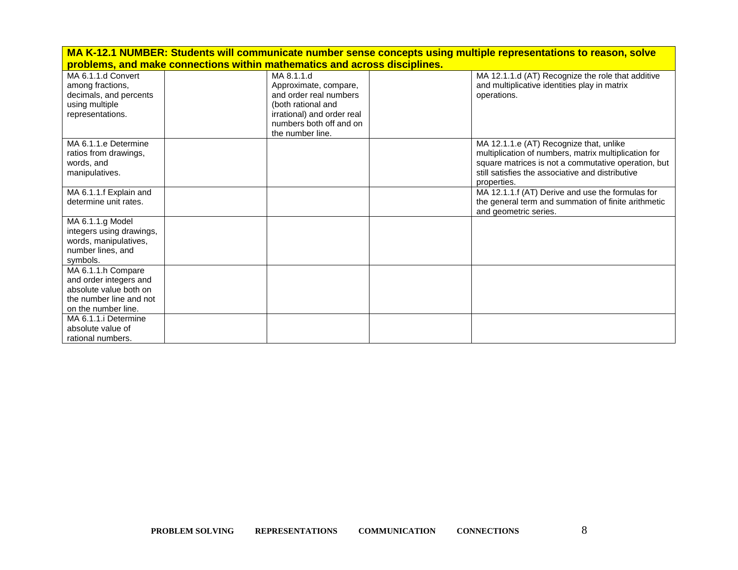| MA K-12.1 NUMBER: Students will communicate number sense concepts using multiple representations to reason, solve problems, and make connections within mathematics and across disciplines. | | | | |
|---|---|---|---|---|
| MA 6.1.1.d Convert among fractions, decimals, and percents using multiple representations. | | MA 8.1.1.d Approximate, compare, and order real numbers (both rational and irrational) and order real numbers both off and on the number line. | | MA 12.1.1.d (AT) Recognize the role that additive and multiplicative identities play in matrix operations. |
| MA 6.1.1.e Determine ratios from drawings, words, and manipulatives. | | | | MA 12.1.1.e (AT) Recognize that, unlike multiplication of numbers, matrix multiplication for square matrices is not a commutative operation, but still satisfies the associative and distributive properties. |
| MA 6.1.1.f Explain and determine unit rates. | | | | MA 12.1.1.f (AT) Derive and use the formulas for the general term and summation of finite arithmetic and geometric series. |
| MA 6.1.1.g Model integers using drawings, words, manipulatives, number lines, and symbols. | | | | |
| MA 6.1.1.h Compare and order integers and absolute value both on the number line and not on the number line. | | | | |
| MA 6.1.1.i Determine absolute value of rational numbers. | | | | |

**PROBLEM SOLVING REPRESENTATIONS COMMUNICATION CONNECTIONS**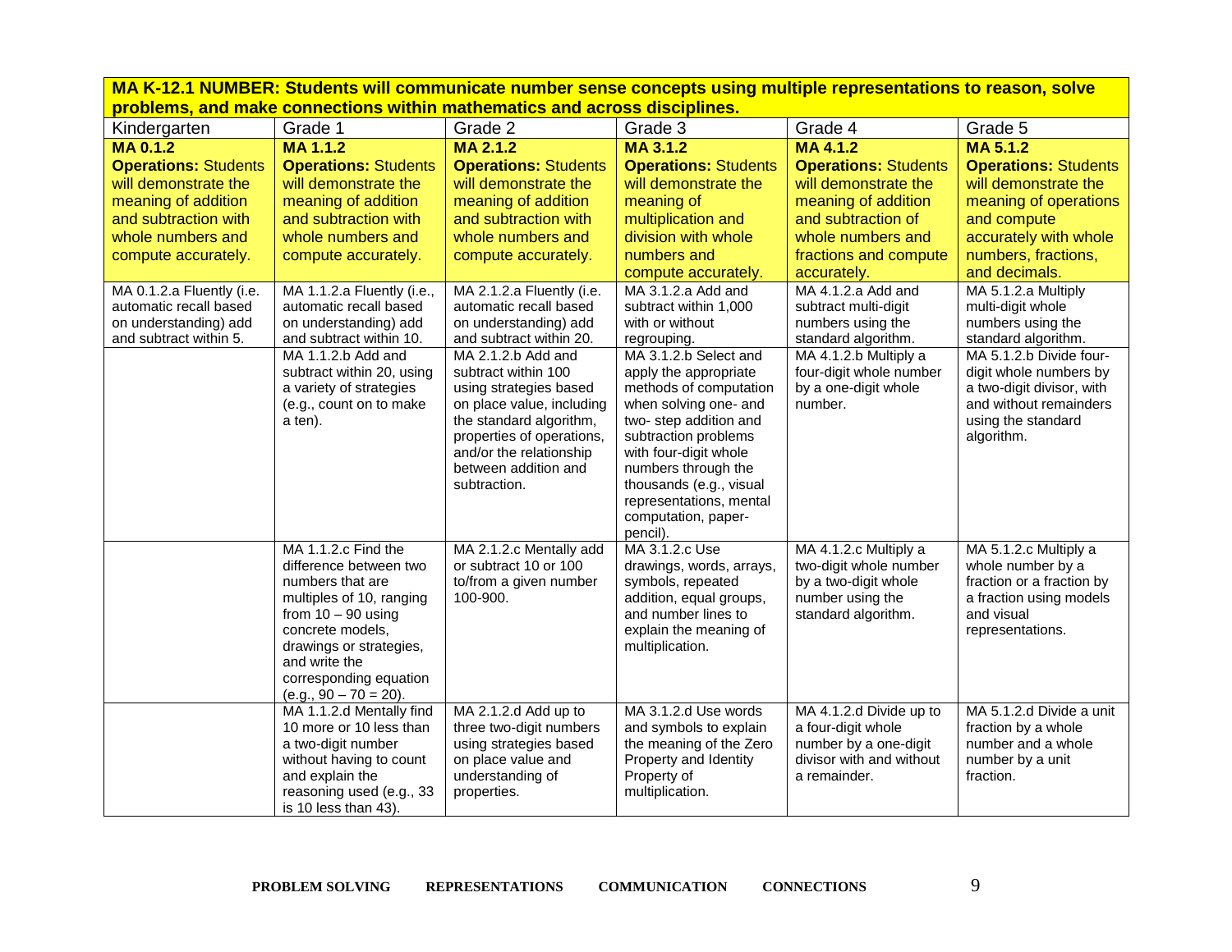**MA K-12.1 NUMBER: Students will communicate number sense concepts using multiple representations to reason, solve problems, and make connections within mathematics and across disciplines.**

| Kindergarten | Grade 1 | Grade 2 | Grade 3 | Grade 4 | Grade 5 |
|---|---|---|---|---|---|
| **MA 0.1.2** **Operations:** Students will demonstrate the meaning of addition and subtraction with whole numbers and compute accurately. | **MA 1.1.2** **Operations:** Students will demonstrate the meaning of addition and subtraction with whole numbers and compute accurately. | **MA 2.1.2** **Operations:** Students will demonstrate the meaning of addition and subtraction with whole numbers and compute accurately. | **MA 3.1.2** **Operations:** Students will demonstrate the meaning of multiplication and division with whole numbers and compute accurately. | **MA 4.1.2** **Operations:** Students will demonstrate the meaning of addition and subtraction of whole numbers and fractions and compute accurately. | **MA 5.1.2** **Operations:** Students will demonstrate the meaning of operations and compute accurately with whole numbers, fractions, and decimals. |
| MA 0.1.2.a Fluently (i.e. automatic recall based on understanding) add and subtract within 5. | MA 1.1.2.a Fluently (i.e., automatic recall based on understanding) add and subtract within 10. | MA 2.1.2.a Fluently (i.e. automatic recall based on understanding) add and subtract within 20. | MA 3.1.2.a Add and subtract within 1,000 with or without regrouping. | MA 4.1.2.a Add and subtract multi-digit numbers using the standard algorithm. | MA 5.1.2.a Multiply multi-digit whole numbers using the standard algorithm. |
| | MA 1.1.2.b Add and subtract within 20, using a variety of strategies (e.g., count on to make a ten). | MA 2.1.2.b Add and subtract within 100 using strategies based on place value, including the standard algorithm, properties of operations, and/or the relationship between addition and subtraction. | MA 3.1.2.b Select and apply the appropriate methods of computation when solving one- and two- step addition and subtraction problems with four-digit whole numbers through the thousands (e.g., visual representations, mental computation, paper-pencil). | MA 4.1.2.b Multiply a four-digit whole number by a one-digit whole number. | MA 5.1.2.b Divide four-digit whole numbers by a two-digit divisor, with and without remainders using the standard algorithm. |
| | MA 1.1.2.c Find the difference between two numbers that are multiples of 10, ranging from 10 – 90 using concrete models, drawings or strategies, and write the corresponding equation (e.g., 90 – 70 = 20). | MA 2.1.2.c Mentally add or subtract 10 or 100 to/from a given number 100-900. | MA 3.1.2.c Use drawings, words, arrays, symbols, repeated addition, equal groups, and number lines to explain the meaning of multiplication. | MA 4.1.2.c Multiply a two-digit whole number by a two-digit whole number using the standard algorithm. | MA 5.1.2.c Multiply a whole number by a fraction or a fraction by a fraction using models and visual representations. |
| | MA 1.1.2.d Mentally find 10 more or 10 less than a two-digit number without having to count and explain the reasoning used (e.g., 33 is 10 less than 43). | MA 2.1.2.d Add up to three two-digit numbers using strategies based on place value and understanding of properties. | MA 3.1.2.d Use words and symbols to explain the meaning of the Zero Property and Identity Property of multiplication. | MA 4.1.2.d Divide up to a four-digit whole number by a one-digit divisor with and without a remainder. | MA 5.1.2.d Divide a unit fraction by a whole number and a whole number by a unit fraction. |

**PROBLEM SOLVING REPRESENTATIONS COMMUNICATION CONNECTIONS**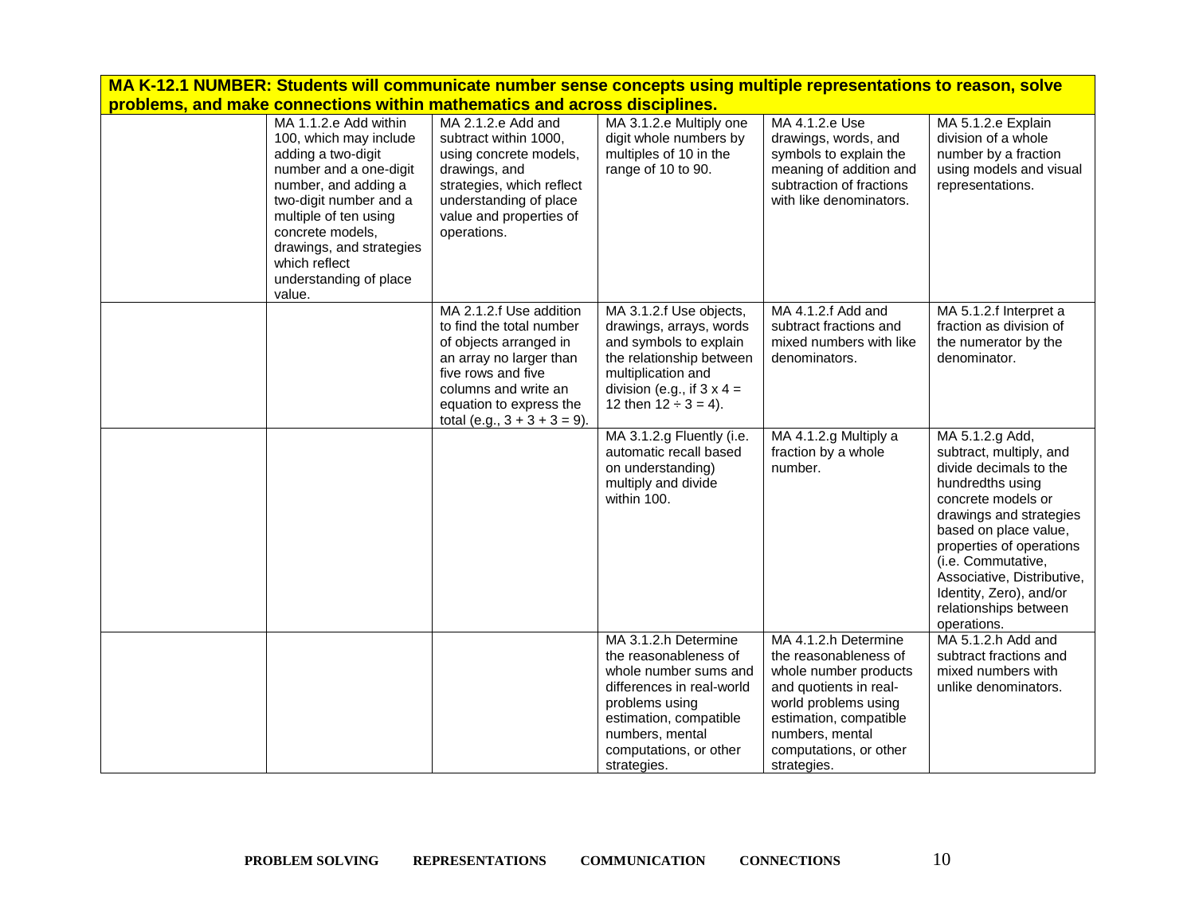**MA K-12.1 NUMBER: Students will communicate number sense concepts using multiple representations to reason, solve problems, and make connections within mathematics and across disciplines.**

| | | | | | |
|---|---|---|---|---|---|
| | MA 1.1.2.e Add within 100, which may include adding a two-digit number and a one-digit number, and adding a two-digit number and a multiple of ten using concrete models, drawings, and strategies which reflect understanding of place value. | MA 2.1.2.e Add and subtract within 1000, using concrete models, drawings, and strategies, which reflect understanding of place value and properties of operations. | MA 3.1.2.e Multiply one digit whole numbers by multiples of 10 in the range of 10 to 90. | MA 4.1.2.e Use drawings, words, and symbols to explain the meaning of addition and subtraction of fractions with like denominators. | MA 5.1.2.e Explain division of a whole number by a fraction using models and visual representations. |
| | | MA 2.1.2.f Use addition to find the total number of objects arranged in an array no larger than five rows and five columns and write an equation to express the total (e.g., $3 + 3 + 3 = 9$). | MA 3.1.2.f Use objects, drawings, arrays, words and symbols to explain the relationship between multiplication and division (e.g., if $3 \times 4 = 12$ then $12 \div 3 = 4$). | MA 4.1.2.f Add and subtract fractions and mixed numbers with like denominators. | MA 5.1.2.f Interpret a fraction as division of the numerator by the denominator. |
| | | | MA 3.1.2.g Fluently (i.e. automatic recall based on understanding) multiply and divide within 100. | MA 4.1.2.g Multiply a fraction by a whole number. | MA 5.1.2.g Add, subtract, multiply, and divide decimals to the hundredths using concrete models or drawings and strategies based on place value, properties of operations (i.e. Commutative, Associative, Distributive, Identity, Zero), and/or relationships between operations. |
| | | | MA 3.1.2.h Determine the reasonableness of whole number sums and differences in real-world problems using estimation, compatible numbers, mental computations, or other strategies. | MA 4.1.2.h Determine the reasonableness of whole number products and quotients in real-world problems using estimation, compatible numbers, mental computations, or other strategies. | MA 5.1.2.h Add and subtract fractions and mixed numbers with unlike denominators. |

PROBLEM SOLVING REPRESENTATIONS COMMUNICATION CONNECTIONS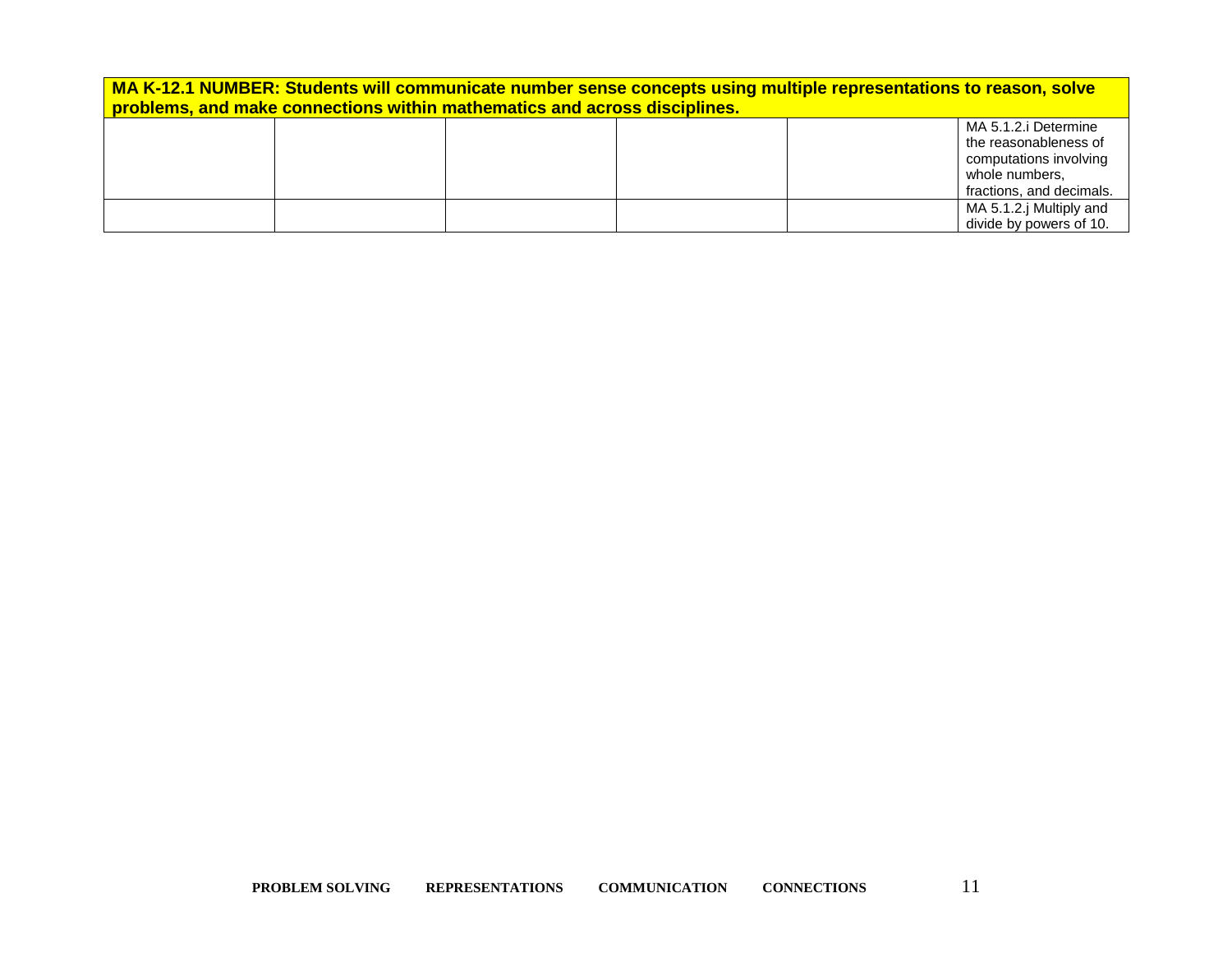| MA K-12.1 NUMBER: Students will communicate number sense concepts using multiple representations to reason, solve problems, and make connections within mathematics and across disciplines. | | | | | |
|---|---|---|---|---|---|
| | | | | | MA 5.1.2.i Determine the reasonableness of computations involving whole numbers, fractions, and decimals. |
| | | | | | MA 5.1.2.j Multiply and divide by powers of 10. |

**PROBLEM SOLVING REPRESENTATIONS COMMUNICATION CONNECTIONS**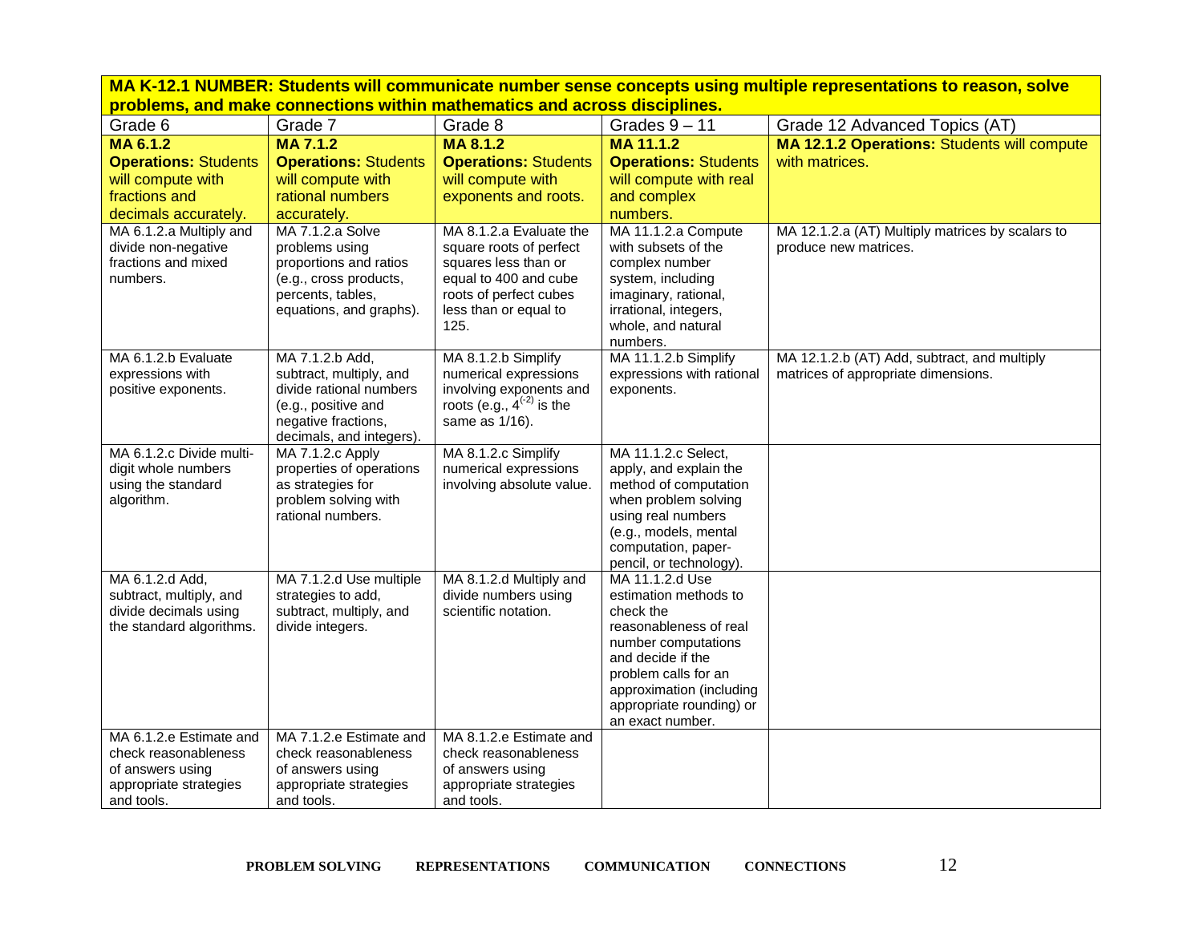| **MA K-12.1 NUMBER: Students will communicate number sense concepts using multiple representations to reason, solve problems, and make connections within mathematics and across disciplines.** | | | | |
|---|---|---|---|---|
| Grade 6 | Grade 7 | Grade 8 | Grades 9 – 11 | Grade 12 Advanced Topics (AT) |
| **MA 6.1.2** **Operations:** Students will compute with fractions and decimals accurately. | **MA 7.1.2** **Operations:** Students will compute with rational numbers accurately. | **MA 8.1.2** **Operations:** Students will compute with exponents and roots. | **MA 11.1.2** **Operations:** Students will compute with real and complex numbers. | **MA 12.1.2 Operations:** Students will compute with matrices. |
| MA 6.1.2.a Multiply and divide non-negative fractions and mixed numbers. | MA 7.1.2.a Solve problems using proportions and ratios (e.g., cross products, percents, tables, equations, and graphs). | MA 8.1.2.a Evaluate the square roots of perfect squares less than or equal to 400 and cube roots of perfect cubes less than or equal to 125. | MA 11.1.2.a Compute with subsets of the complex number system, including imaginary, rational, irrational, integers, whole, and natural numbers. | MA 12.1.2.a (AT) Multiply matrices by scalars to produce new matrices. |
| MA 6.1.2.b Evaluate expressions with positive exponents. | MA 7.1.2.b Add, subtract, multiply, and divide rational numbers (e.g., positive and negative fractions, decimals, and integers). | MA 8.1.2.b Simplify numerical expressions involving exponents and roots (e.g., $4^{(-2)}$ is the same as 1/16). | MA 11.1.2.b Simplify expressions with rational exponents. | MA 12.1.2.b (AT) Add, subtract, and multiply matrices of appropriate dimensions. |
| MA 6.1.2.c Divide multi-digit whole numbers using the standard algorithm. | MA 7.1.2.c Apply properties of operations as strategies for problem solving with rational numbers. | MA 8.1.2.c Simplify numerical expressions involving absolute value. | MA 11.1.2.c Select, apply, and explain the method of computation when problem solving using real numbers (e.g., models, mental computation, paper-pencil, or technology). | |
| MA 6.1.2.d Add, subtract, multiply, and divide decimals using the standard algorithms. | MA 7.1.2.d Use multiple strategies to add, subtract, multiply, and divide integers. | MA 8.1.2.d Multiply and divide numbers using scientific notation. | MA 11.1.2.d Use estimation methods to check the reasonableness of real number computations and decide if the problem calls for an approximation (including appropriate rounding) or an exact number. | |
| MA 6.1.2.e Estimate and check reasonableness of answers using appropriate strategies and tools. | MA 7.1.2.e Estimate and check reasonableness of answers using appropriate strategies and tools. | MA 8.1.2.e Estimate and check reasonableness of answers using appropriate strategies and tools. | | |

**PROBLEM SOLVING REPRESENTATIONS COMMUNICATION CONNECTIONS**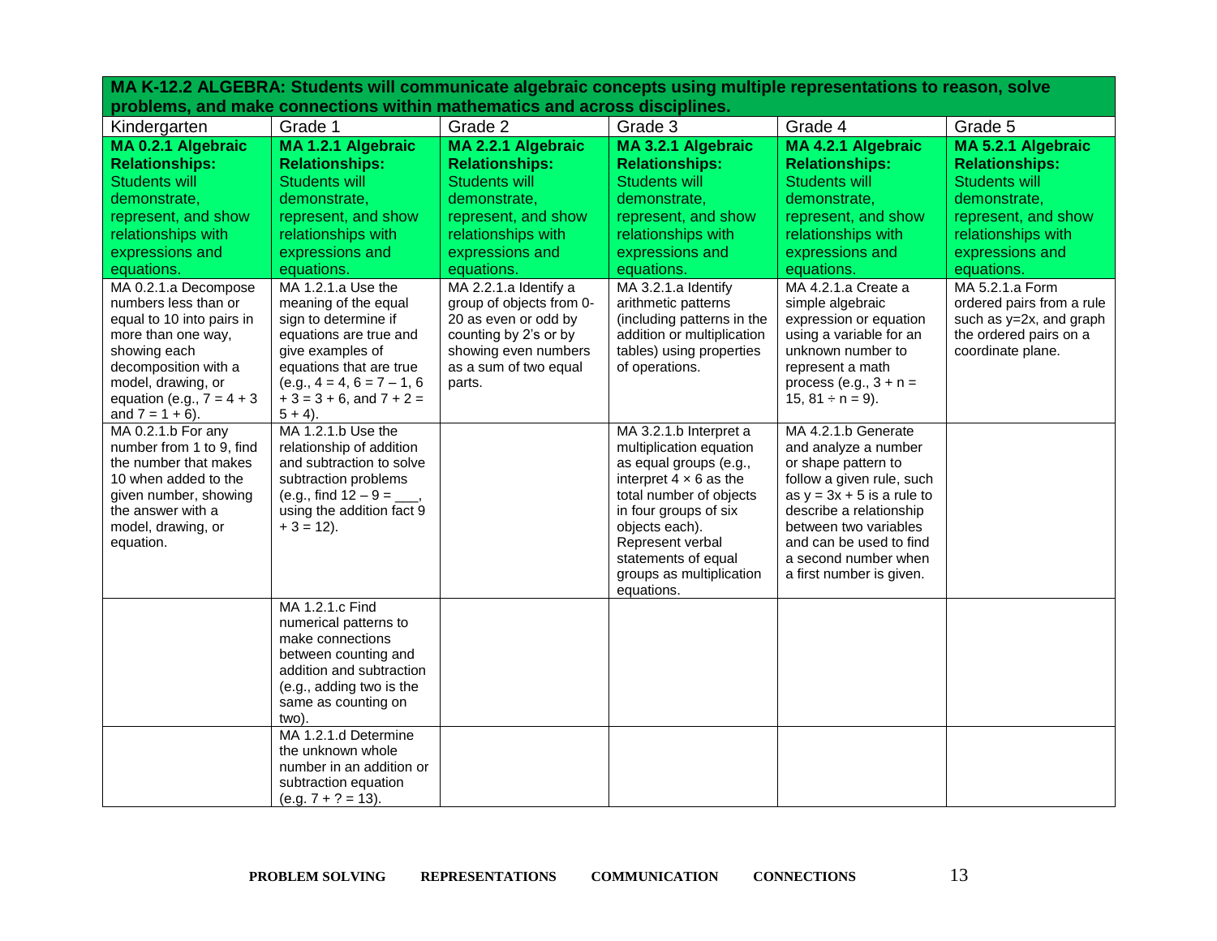**MA K-12.2 ALGEBRA: Students will communicate algebraic concepts using multiple representations to reason, solve problems, and make connections within mathematics and across disciplines.**

| Kindergarten | Grade 1 | Grade 2 | Grade 3 | Grade 4 | Grade 5 |
|---|---|---|---|---|---|
| **MA 0.2.1 Algebraic Relationships:** Students will demonstrate, represent, and show relationships with expressions and equations. | **MA 1.2.1 Algebraic Relationships:** Students will demonstrate, represent, and show relationships with expressions and equations. | **MA 2.2.1 Algebraic Relationships:** Students will demonstrate, represent, and show relationships with expressions and equations. | **MA 3.2.1 Algebraic Relationships:** Students will demonstrate, represent, and show relationships with expressions and equations. | **MA 4.2.1 Algebraic Relationships:** Students will demonstrate, represent, and show relationships with expressions and equations. | **MA 5.2.1 Algebraic Relationships:** Students will demonstrate, represent, and show relationships with expressions and equations. |
| MA 0.2.1.a Decompose numbers less than or equal to 10 into pairs in more than one way, showing each decomposition with a model, drawing, or equation (e.g., $7 = 4 + 3$ and $7 = 1 + 6$). | MA 1.2.1.a Use the meaning of the equal sign to determine if equations are true and give examples of equations that are true (e.g., $4 = 4$, $6 = 7 - 1$, $6 + 3 = 3 + 6$, and $7 + 2 = 5 + 4$). | MA 2.2.1.a Identify a group of objects from 0-20 as even or odd by counting by 2's or by showing even numbers as a sum of two equal parts. | MA 3.2.1.a Identify arithmetic patterns (including patterns in the addition or multiplication tables) using properties of operations. | MA 4.2.1.a Create a simple algebraic expression or equation using a variable for an unknown number to represent a math process (e.g., $3 + n = 15$, $81 \div n = 9$). | MA 5.2.1.a Form ordered pairs from a rule such as $y=2x$, and graph the ordered pairs on a coordinate plane. |
| MA 0.2.1.b For any number from 1 to 9, find the number that makes 10 when added to the given number, showing the answer with a model, drawing, or equation. | MA 1.2.1.b Use the relationship of addition and subtraction to solve subtraction problems (e.g., find $12 - 9 =$ ___, using the addition fact $9 + 3 = 12$). | | MA 3.2.1.b Interpret a multiplication equation as equal groups (e.g., interpret $4 \times 6$ as the total number of objects in four groups of six objects each). Represent verbal statements of equal groups as multiplication equations. | MA 4.2.1.b Generate and analyze a number or shape pattern to follow a given rule, such as $y = 3x + 5$ is a rule to describe a relationship between two variables and can be used to find a second number when a first number is given. | |
| | MA 1.2.1.c Find numerical patterns to make connections between counting and addition and subtraction (e.g., adding two is the same as counting on two). | | | | |
| | MA 1.2.1.d Determine the unknown whole number in an addition or subtraction equation (e.g. $7 + ? = 13$). | | | | |

PROBLEM SOLVING REPRESENTATIONS COMMUNICATION CONNECTIONS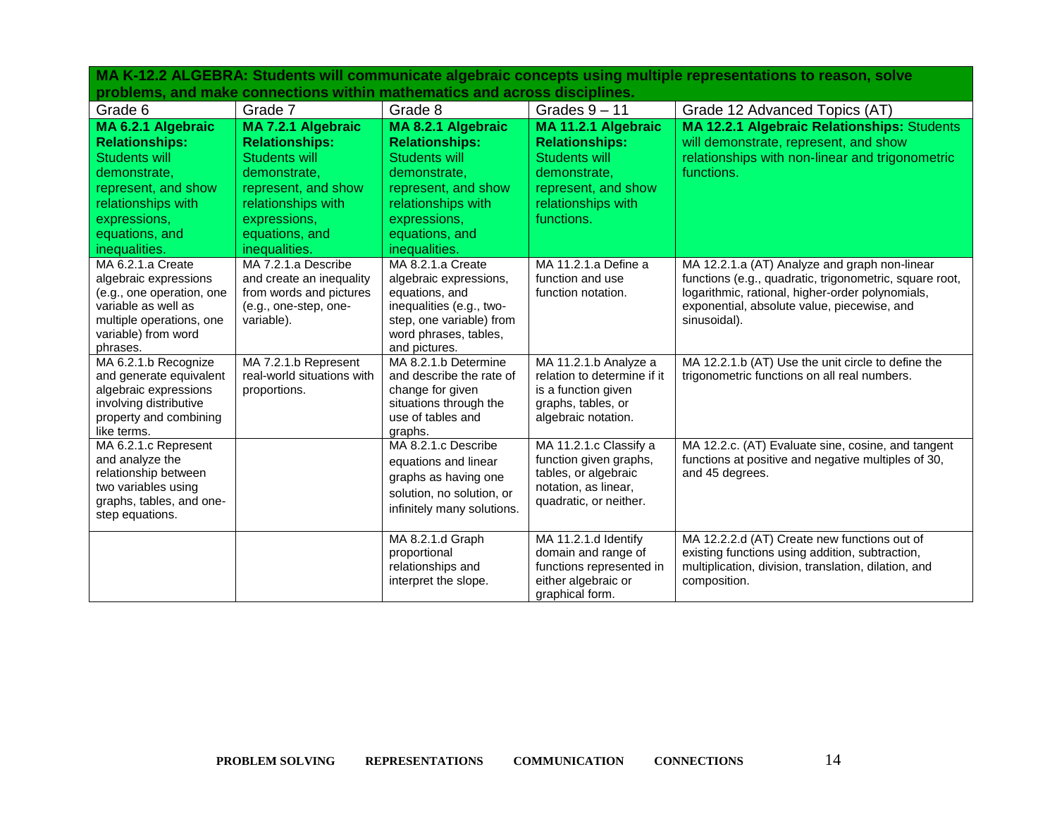| MA K-12.2 ALGEBRA: Students will communicate algebraic concepts using multiple representations to reason, solve problems, and make connections within mathematics and across disciplines. | | | | |
|---|---|---|---|---|
| Grade 6 | Grade 7 | Grade 8 | Grades 9 – 11 | Grade 12 Advanced Topics (AT) |
| **MA 6.2.1 Algebraic Relationships:** Students will demonstrate, represent, and show relationships with expressions, equations, and inequalities. | **MA 7.2.1 Algebraic Relationships:** Students will demonstrate, represent, and show relationships with expressions, equations, and inequalities. | **MA 8.2.1 Algebraic Relationships:** Students will demonstrate, represent, and show relationships with expressions, equations, and inequalities. | **MA 11.2.1 Algebraic Relationships:** Students will demonstrate, represent, and show relationships with functions. | **MA 12.2.1 Algebraic Relationships:** Students will demonstrate, represent, and show relationships with non-linear and trigonometric functions. |
| MA 6.2.1.a Create algebraic expressions (e.g., one operation, one variable as well as multiple operations, one variable) from word phrases. | MA 7.2.1.a Describe and create an inequality from words and pictures (e.g., one-step, one-variable). | MA 8.2.1.a Create algebraic expressions, equations, and inequalities (e.g., two-step, one variable) from word phrases, tables, and pictures. | MA 11.2.1.a Define a function and use function notation. | MA 12.2.1.a (AT) Analyze and graph non-linear functions (e.g., quadratic, trigonometric, square root, logarithmic, rational, higher-order polynomials, exponential, absolute value, piecewise, and sinusoidal). |
| MA 6.2.1.b Recognize and generate equivalent algebraic expressions involving distributive property and combining like terms. | MA 7.2.1.b Represent real-world situations with proportions. | MA 8.2.1.b Determine and describe the rate of change for given situations through the use of tables and graphs. | MA 11.2.1.b Analyze a relation to determine if it is a function given graphs, tables, or algebraic notation. | MA 12.2.1.b (AT) Use the unit circle to define the trigonometric functions on all real numbers. |
| MA 6.2.1.c Represent and analyze the relationship between two variables using graphs, tables, and one-step equations. | | MA 8.2.1.c Describe equations and linear graphs as having one solution, no solution, or infinitely many solutions. | MA 11.2.1.c Classify a function given graphs, tables, or algebraic notation, as linear, quadratic, or neither. | MA 12.2.c. (AT) Evaluate sine, cosine, and tangent functions at positive and negative multiples of 30, and 45 degrees. |
| | | MA 8.2.1.d Graph proportional relationships and interpret the slope. | MA 11.2.1.d Identify domain and range of functions represented in either algebraic or graphical form. | MA 12.2.2.d (AT) Create new functions out of existing functions using addition, subtraction, multiplication, division, translation, dilation, and composition. |

**PROBLEM SOLVING REPRESENTATIONS COMMUNICATION CONNECTIONS**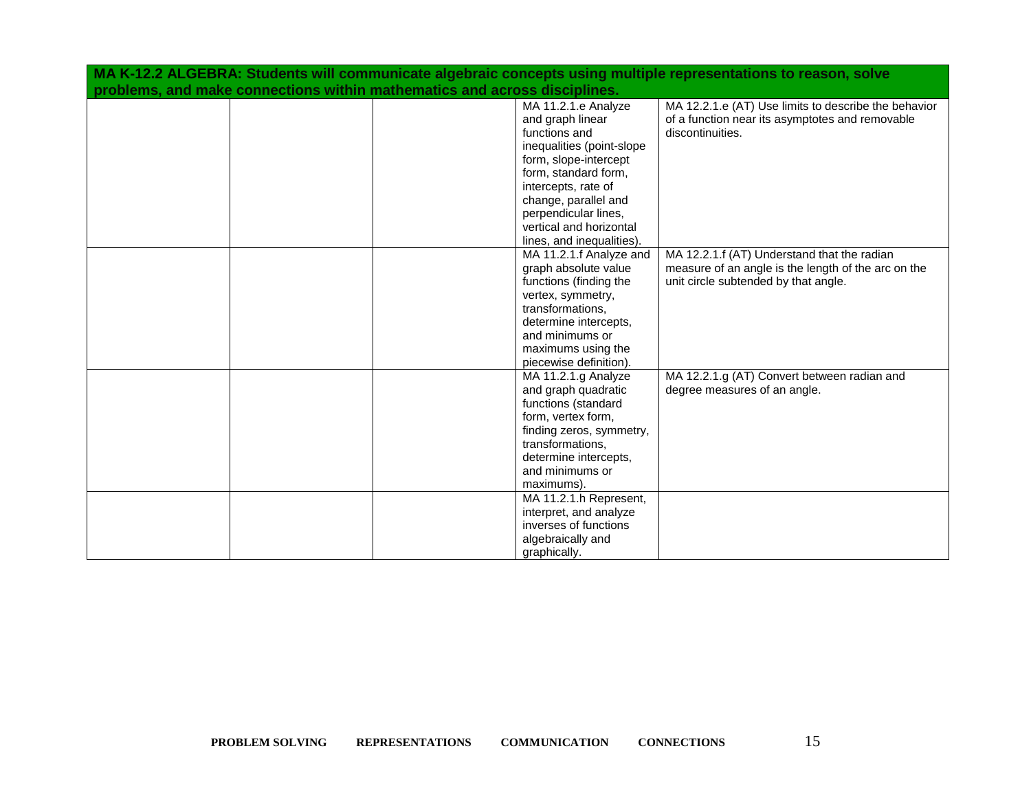| MA K-12.2 ALGEBRA: Students will communicate algebraic concepts using multiple representations to reason, solve problems, and make connections within mathematics and across disciplines. | | | | |
|---|---|---|---|---|
| | | | MA 11.2.1.e Analyze and graph linear functions and inequalities (point-slope form, slope-intercept form, standard form, intercepts, rate of change, parallel and perpendicular lines, vertical and horizontal lines, and inequalities). | MA 12.2.1.e (AT) Use limits to describe the behavior of a function near its asymptotes and removable discontinuities. |
| | | | MA 11.2.1.f Analyze and graph absolute value functions (finding the vertex, symmetry, transformations, determine intercepts, and minimums or maximums using the piecewise definition). | MA 12.2.1.f (AT) Understand that the radian measure of an angle is the length of the arc on the unit circle subtended by that angle. |
| | | | MA 11.2.1.g Analyze and graph quadratic functions (standard form, vertex form, finding zeros, symmetry, transformations, determine intercepts, and minimums or maximums). | MA 12.2.1.g (AT) Convert between radian and degree measures of an angle. |
| | | | MA 11.2.1.h Represent, interpret, and analyze inverses of functions algebraically and graphically. | |

**PROBLEM SOLVING REPRESENTATIONS COMMUNICATION CONNECTIONS**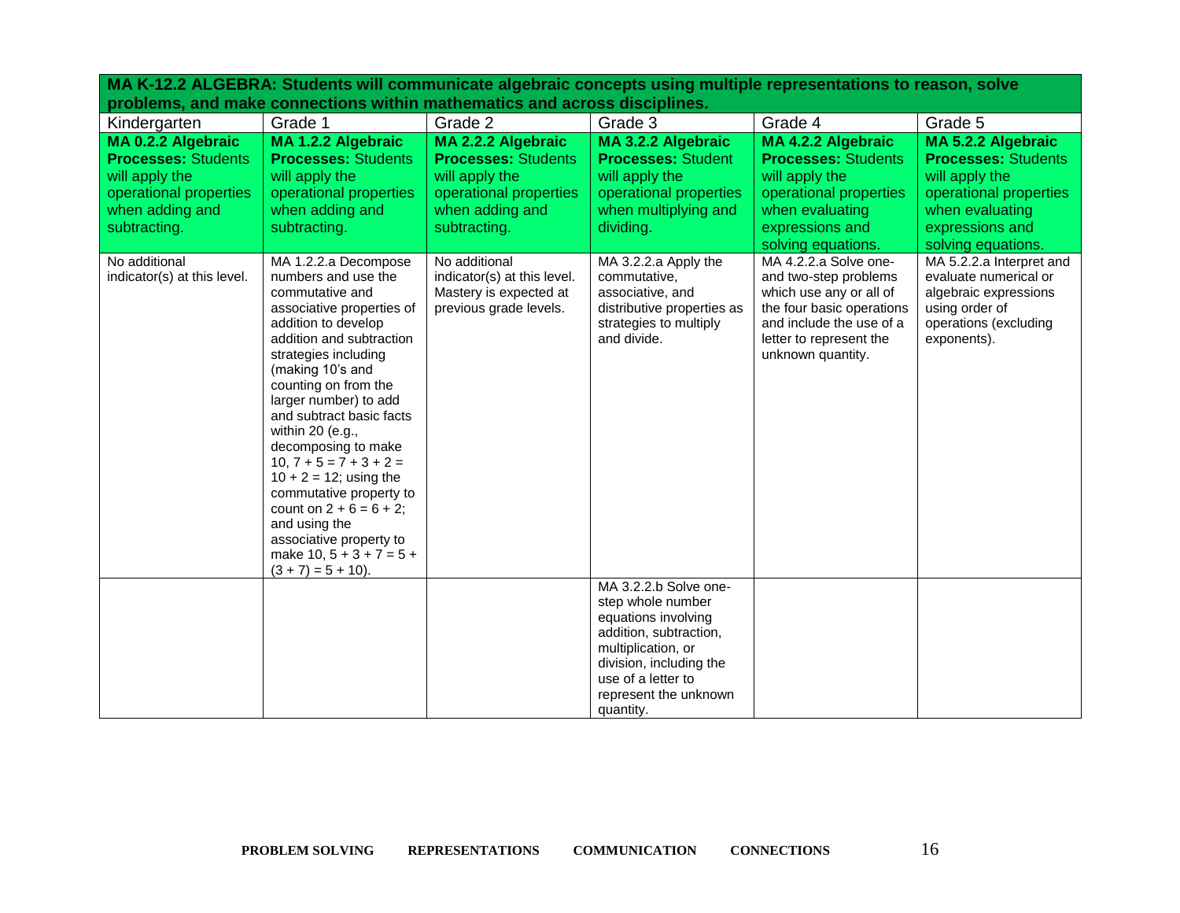**MA K-12.2 ALGEBRA: Students will communicate algebraic concepts using multiple representations to reason, solve problems, and make connections within mathematics and across disciplines.**

| Kindergarten | Grade 1 | Grade 2 | Grade 3 | Grade 4 | Grade 5 |
|---|---|---|---|---|---|
| **MA 0.2.2 Algebraic Processes:** Students will apply the operational properties when adding and subtracting. | **MA 1.2.2 Algebraic Processes:** Students will apply the operational properties when adding and subtracting. | **MA 2.2.2 Algebraic Processes:** Students will apply the operational properties when adding and subtracting. | **MA 3.2.2 Algebraic Processes:** Student will apply the operational properties when multiplying and dividing. | **MA 4.2.2 Algebraic Processes:** Students will apply the operational properties when evaluating expressions and solving equations. | **MA 5.2.2 Algebraic Processes:** Students will apply the operational properties when evaluating expressions and solving equations. |
| No additional indicator(s) at this level. | MA 1.2.2.a Decompose numbers and use the commutative and associative properties of addition to develop addition and subtraction strategies including (making 10's and counting on from the larger number) to add and subtract basic facts within 20 (e.g., decomposing to make 10, $7 + 5 = 7 + 3 + 2 = 10 + 2 = 12$; using the commutative property to count on $2 + 6 = 6 + 2$; and using the associative property to make 10, $5 + 3 + 7 = 5 + (3 + 7) = 5 + 10$). | No additional indicator(s) at this level. Mastery is expected at previous grade levels. | MA 3.2.2.a Apply the commutative, associative, and distributive properties as strategies to multiply and divide. | MA 4.2.2.a Solve one- and two-step problems which use any or all of the four basic operations and include the use of a letter to represent the unknown quantity. | MA 5.2.2.a Interpret and evaluate numerical or algebraic expressions using order of operations (excluding exponents). |
| | | | MA 3.2.2.b Solve one-step whole number equations involving addition, subtraction, multiplication, or division, including the use of a letter to represent the unknown quantity. | | |

PROBLEM SOLVING REPRESENTATIONS COMMUNICATION CONNECTIONS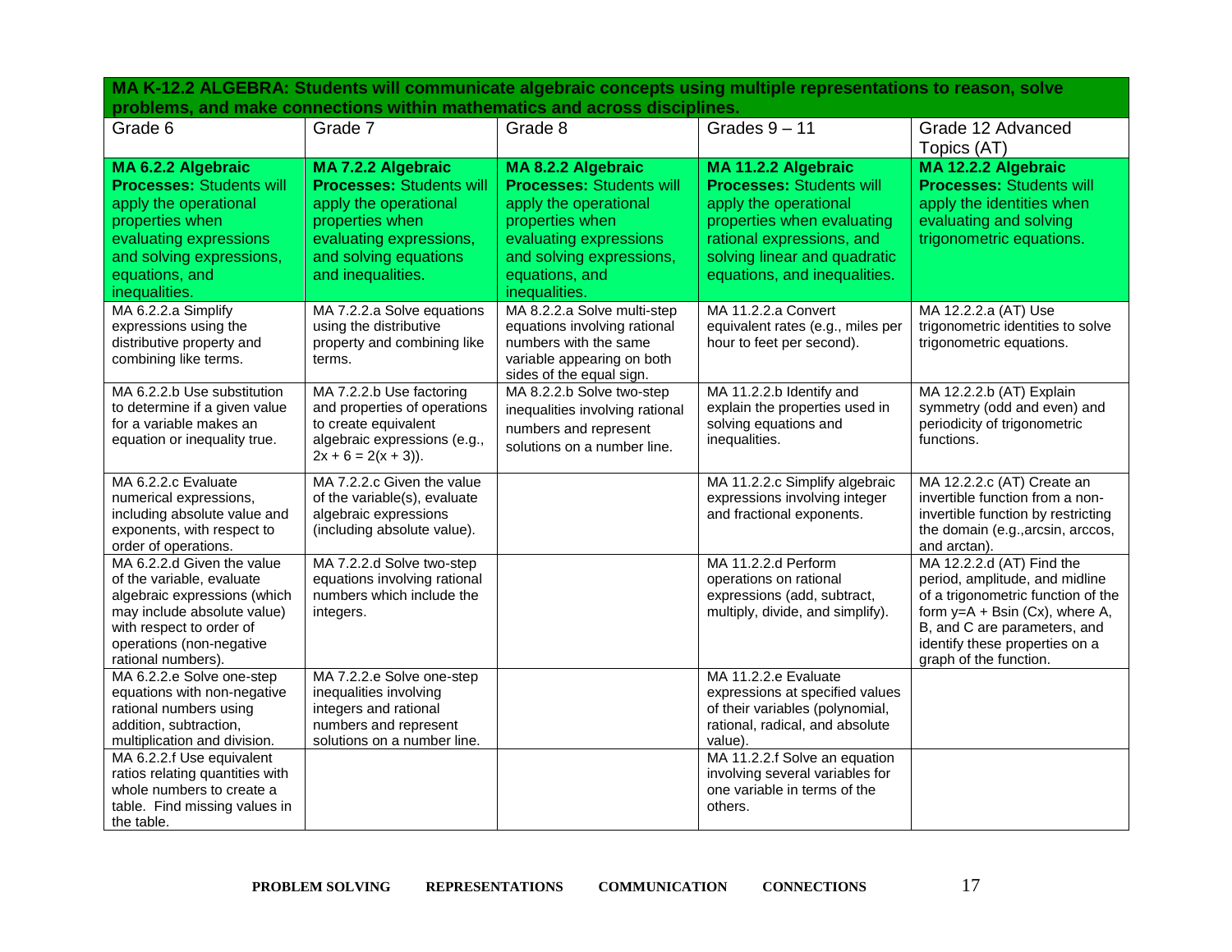| MA K-12.2 ALGEBRA: Students will communicate algebraic concepts using multiple representations to reason, solve problems, and make connections within mathematics and across disciplines. | | | | |
|---|---|---|---|---|
| Grade 6 | Grade 7 | Grade 8 | Grades 9 – 11 | Grade 12 Advanced Topics (AT) |
| **MA 6.2.2 Algebraic Processes:** Students will apply the operational properties when evaluating expressions and solving expressions, equations, and inequalities. | **MA 7.2.2 Algebraic Processes:** Students will apply the operational properties when evaluating expressions, and solving equations and inequalities. | **MA 8.2.2 Algebraic Processes:** Students will apply the operational properties when evaluating expressions and solving expressions, equations, and inequalities. | **MA 11.2.2 Algebraic Processes:** Students will apply the operational properties when evaluating rational expressions, and solving linear and quadratic equations, and inequalities. | **MA 12.2.2 Algebraic Processes:** Students will apply the identities when evaluating and solving trigonometric equations. |
| MA 6.2.2.a Simplify expressions using the distributive property and combining like terms. | MA 7.2.2.a Solve equations using the distributive property and combining like terms. | MA 8.2.2.a Solve multi-step equations involving rational numbers with the same variable appearing on both sides of the equal sign. | MA 11.2.2.a Convert equivalent rates (e.g., miles per hour to feet per second). | MA 12.2.2.a (AT) Use trigonometric identities to solve trigonometric equations. |
| MA 6.2.2.b Use substitution to determine if a given value for a variable makes an equation or inequality true. | MA 7.2.2.b Use factoring and properties of operations to create equivalent algebraic expressions (e.g., $2x + 6 = 2(x + 3)$). | MA 8.2.2.b Solve two-step inequalities involving rational numbers and represent solutions on a number line. | MA 11.2.2.b Identify and explain the properties used in solving equations and inequalities. | MA 12.2.2.b (AT) Explain symmetry (odd and even) and periodicity of trigonometric functions. |
| MA 6.2.2.c Evaluate numerical expressions, including absolute value and exponents, with respect to order of operations. | MA 7.2.2.c Given the value of the variable(s), evaluate algebraic expressions (including absolute value). | | MA 11.2.2.c Simplify algebraic expressions involving integer and fractional exponents. | MA 12.2.2.c (AT) Create an invertible function from a non-invertible function by restricting the domain (e.g.,arcsin, arccos, and arctan). |
| MA 6.2.2.d Given the value of the variable, evaluate algebraic expressions (which may include absolute value) with respect to order of operations (non-negative rational numbers). | MA 7.2.2.d Solve two-step equations involving rational numbers which include the integers. | | MA 11.2.2.d Perform operations on rational expressions (add, subtract, multiply, divide, and simplify). | MA 12.2.2.d (AT) Find the period, amplitude, and midline of a trigonometric function of the form $y=A + B\sin(Cx)$, where A, B, and C are parameters, and identify these properties on a graph of the function. |
| MA 6.2.2.e Solve one-step equations with non-negative rational numbers using addition, subtraction, multiplication and division. | MA 7.2.2.e Solve one-step inequalities involving integers and rational numbers and represent solutions on a number line. | | MA 11.2.2.e Evaluate expressions at specified values of their variables (polynomial, rational, radical, and absolute value). | |
| MA 6.2.2.f Use equivalent ratios relating quantities with whole numbers to create a table. Find missing values in the table. | | | MA 11.2.2.f Solve an equation involving several variables for one variable in terms of the others. | |

**PROBLEM SOLVING REPRESENTATIONS COMMUNICATION CONNECTIONS**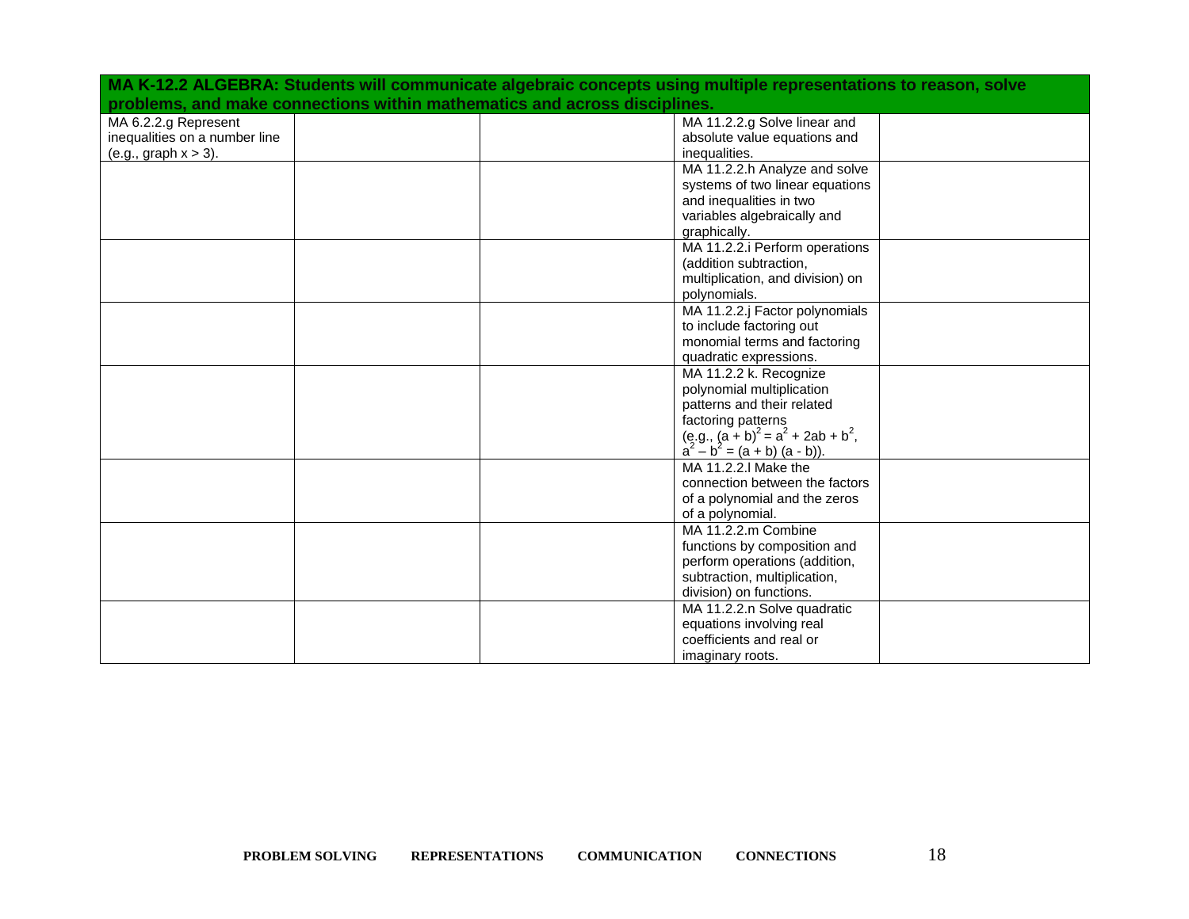| MA K-12.2 ALGEBRA: Students will communicate algebraic concepts using multiple representations to reason, solve problems, and make connections within mathematics and across disciplines. | | | | |
|---|---|---|---|---|
| MA 6.2.2.g Represent inequalities on a number line (e.g., graph $x > 3$). | | | MA 11.2.2.g Solve linear and absolute value equations and inequalities. | |
| | | | MA 11.2.2.h Analyze and solve systems of two linear equations and inequalities in two variables algebraically and graphically. | |
| | | | MA 11.2.2.i Perform operations (addition subtraction, multiplication, and division) on polynomials. | |
| | | | MA 11.2.2.j Factor polynomials to include factoring out monomial terms and factoring quadratic expressions. | |
| | | | MA 11.2.2 k. Recognize polynomial multiplication patterns and their related factoring patterns (e.g., $(a + b)^2 = a^2 + 2ab + b^2$, $a^2 – b^2 = (a + b)(a - b)$). | |
| | | | MA 11.2.2.l Make the connection between the factors of a polynomial and the zeros of a polynomial. | |
| | | | MA 11.2.2.m Combine functions by composition and perform operations (addition, subtraction, multiplication, division) on functions. | |
| | | | MA 11.2.2.n Solve quadratic equations involving real coefficients and real or imaginary roots. | |

**PROBLEM SOLVING REPRESENTATIONS COMMUNICATION CONNECTIONS**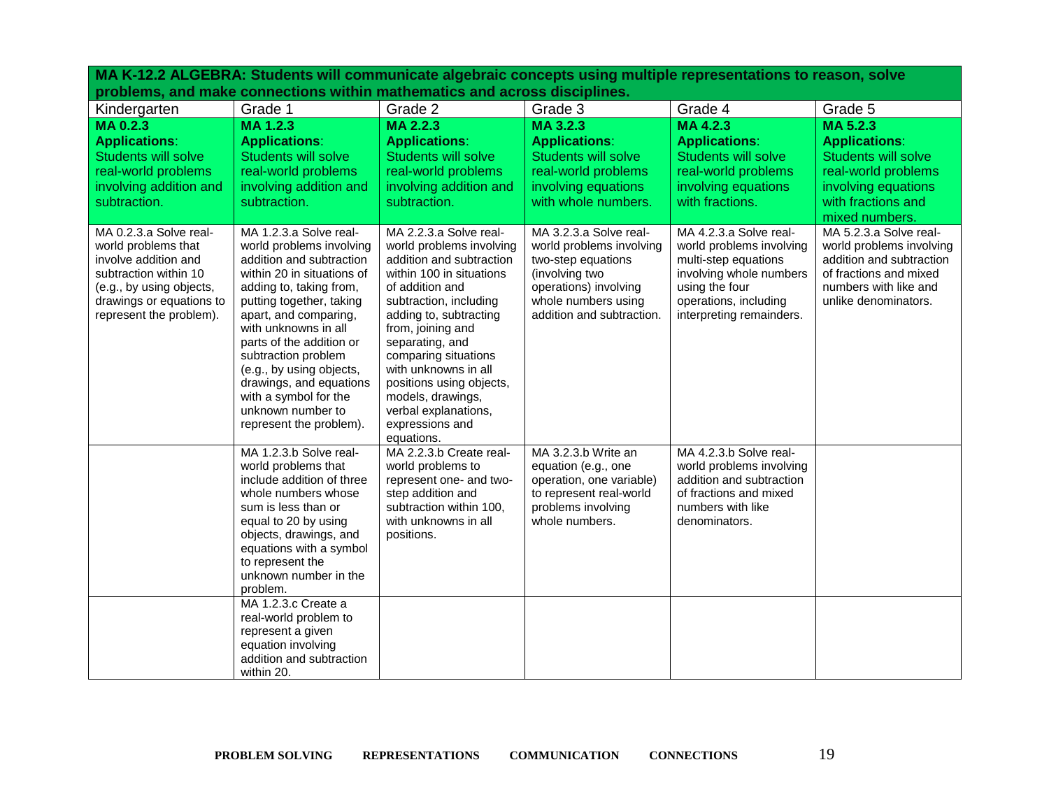**MA K-12.2 ALGEBRA: Students will communicate algebraic concepts using multiple representations to reason, solve problems, and make connections within mathematics and across disciplines.**

| Kindergarten | Grade 1 | Grade 2 | Grade 3 | Grade 4 | Grade 5 |
|---|---|---|---|---|---|
| **MA 0.2.3** **Applications**: Students will solve real-world problems involving addition and subtraction. | **MA 1.2.3** **Applications**: Students will solve real-world problems involving addition and subtraction. | **MA 2.2.3** **Applications**: Students will solve real-world problems involving addition and subtraction. | **MA 3.2.3** **Applications**: Students will solve real-world problems involving equations with whole numbers. | **MA 4.2.3** **Applications**: Students will solve real-world problems involving equations with fractions. | **MA 5.2.3** **Applications**: Students will solve real-world problems involving equations with fractions and mixed numbers. |
| MA 0.2.3.a Solve real-world problems that involve addition and subtraction within 10 (e.g., by using objects, drawings or equations to represent the problem). | MA 1.2.3.a Solve real-world problems involving addition and subtraction within 20 in situations of adding to, taking from, putting together, taking apart, and comparing, with unknowns in all parts of the addition or subtraction problem (e.g., by using objects, drawings, and equations with a symbol for the unknown number to represent the problem). | MA 2.2.3.a Solve real-world problems involving addition and subtraction within 100 in situations of addition and subtraction, including adding to, subtracting from, joining and separating, and comparing situations with unknowns in all positions using objects, models, drawings, verbal explanations, expressions and equations. | MA 3.2.3.a Solve real-world problems involving two-step equations (involving two operations) involving whole numbers using addition and subtraction. | MA 4.2.3.a Solve real-world problems involving multi-step equations involving whole numbers using the four operations, including interpreting remainders. | MA 5.2.3.a Solve real-world problems involving addition and subtraction of fractions and mixed numbers with like and unlike denominators. |
| | MA 1.2.3.b Solve real-world problems that include addition of three whole numbers whose sum is less than or equal to 20 by using objects, drawings, and equations with a symbol to represent the unknown number in the problem. | MA 2.2.3.b Create real-world problems to represent one- and two-step addition and subtraction within 100, with unknowns in all positions. | MA 3.2.3.b Write an equation (e.g., one operation, one variable) to represent real-world problems involving whole numbers. | MA 4.2.3.b Solve real-world problems involving addition and subtraction of fractions and mixed numbers with like denominators. | |
| | MA 1.2.3.c Create a real-world problem to represent a given equation involving addition and subtraction within 20. | | | | |

**PROBLEM SOLVING** **REPRESENTATIONS** **COMMUNICATION** **CONNECTIONS**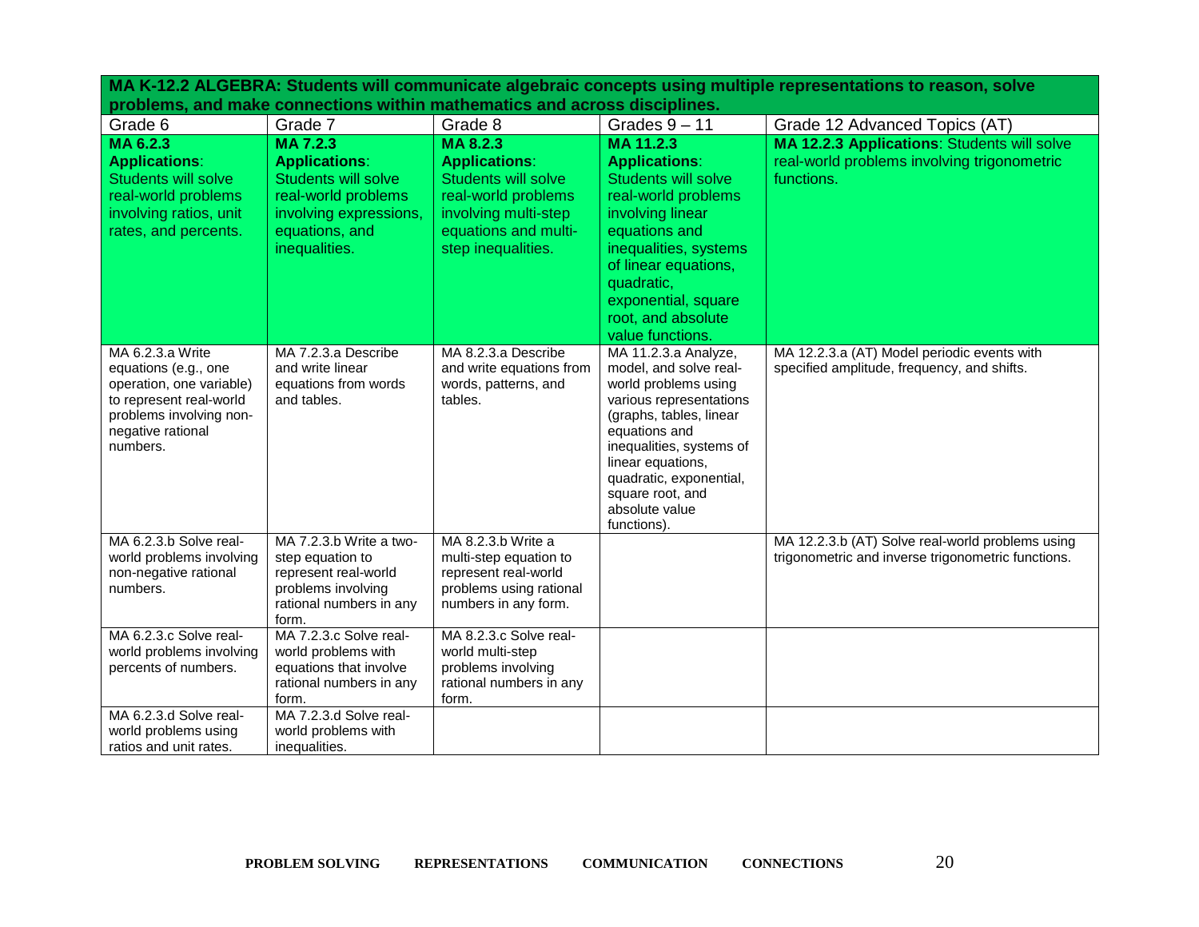| MA K-12.2 ALGEBRA: Students will communicate algebraic concepts using multiple representations to reason, solve problems, and make connections within mathematics and across disciplines. | | | | |
|---|---|---|---|---|
| Grade 6 | Grade 7 | Grade 8 | Grades 9 – 11 | Grade 12 Advanced Topics (AT) |
| **MA 6.2.3 Applications**: Students will solve real-world problems involving ratios, unit rates, and percents. | **MA 7.2.3 Applications**: Students will solve real-world problems involving expressions, equations, and inequalities. | **MA 8.2.3 Applications**: Students will solve real-world problems involving multi-step equations and multi-step inequalities. | **MA 11.2.3 Applications**: Students will solve real-world problems involving linear equations and inequalities, systems of linear equations, quadratic, exponential, square root, and absolute value functions. | **MA 12.2.3 Applications**: Students will solve real-world problems involving trigonometric functions. |
| MA 6.2.3.a Write equations (e.g., one operation, one variable) to represent real-world problems involving non-negative rational numbers. | MA 7.2.3.a Describe and write linear equations from words and tables. | MA 8.2.3.a Describe and write equations from words, patterns, and tables. | MA 11.2.3.a Analyze, model, and solve real-world problems using various representations (graphs, tables, linear equations and inequalities, systems of linear equations, quadratic, exponential, square root, and absolute value functions). | MA 12.2.3.a (AT) Model periodic events with specified amplitude, frequency, and shifts. |
| MA 6.2.3.b Solve real-world problems involving non-negative rational numbers. | MA 7.2.3.b Write a two-step equation to represent real-world problems involving rational numbers in any form. | MA 8.2.3.b Write a multi-step equation to represent real-world problems using rational numbers in any form. | | MA 12.2.3.b (AT) Solve real-world problems using trigonometric and inverse trigonometric functions. |
| MA 6.2.3.c Solve real-world problems involving percents of numbers. | MA 7.2.3.c Solve real-world problems with equations that involve rational numbers in any form. | MA 8.2.3.c Solve real-world multi-step problems involving rational numbers in any form. | | |
| MA 6.2.3.d Solve real-world problems using ratios and unit rates. | MA 7.2.3.d Solve real-world problems with inequalities. | | | |

**PROBLEM SOLVING** **REPRESENTATIONS** **COMMUNICATION** **CONNECTIONS**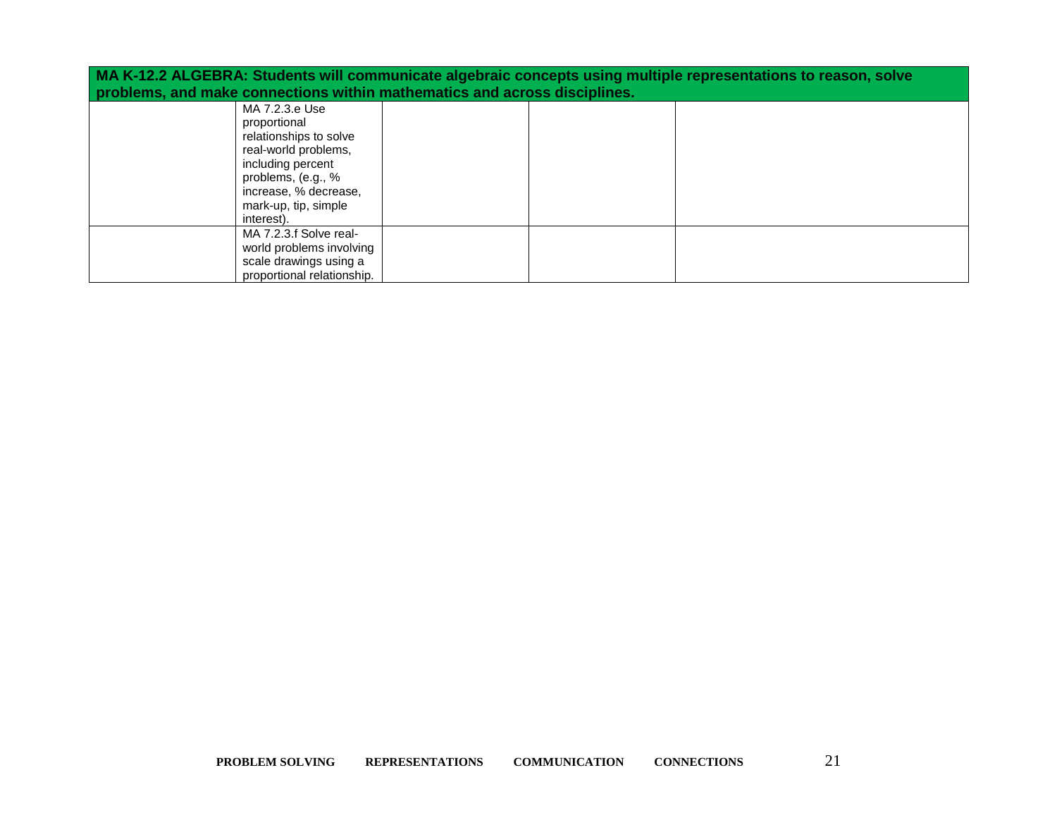| MA K-12.2 ALGEBRA: Students will communicate algebraic concepts using multiple representations to reason, solve problems, and make connections within mathematics and across disciplines. | | | | |
|---|---|---|---|---|
| | MA 7.2.3.e Use proportional relationships to solve real-world problems, including percent problems, (e.g., % increase, % decrease, mark-up, tip, simple interest). | | | |
| | MA 7.2.3.f Solve real-world problems involving scale drawings using a proportional relationship. | | | |

PROBLEM SOLVING REPRESENTATIONS COMMUNICATION CONNECTIONS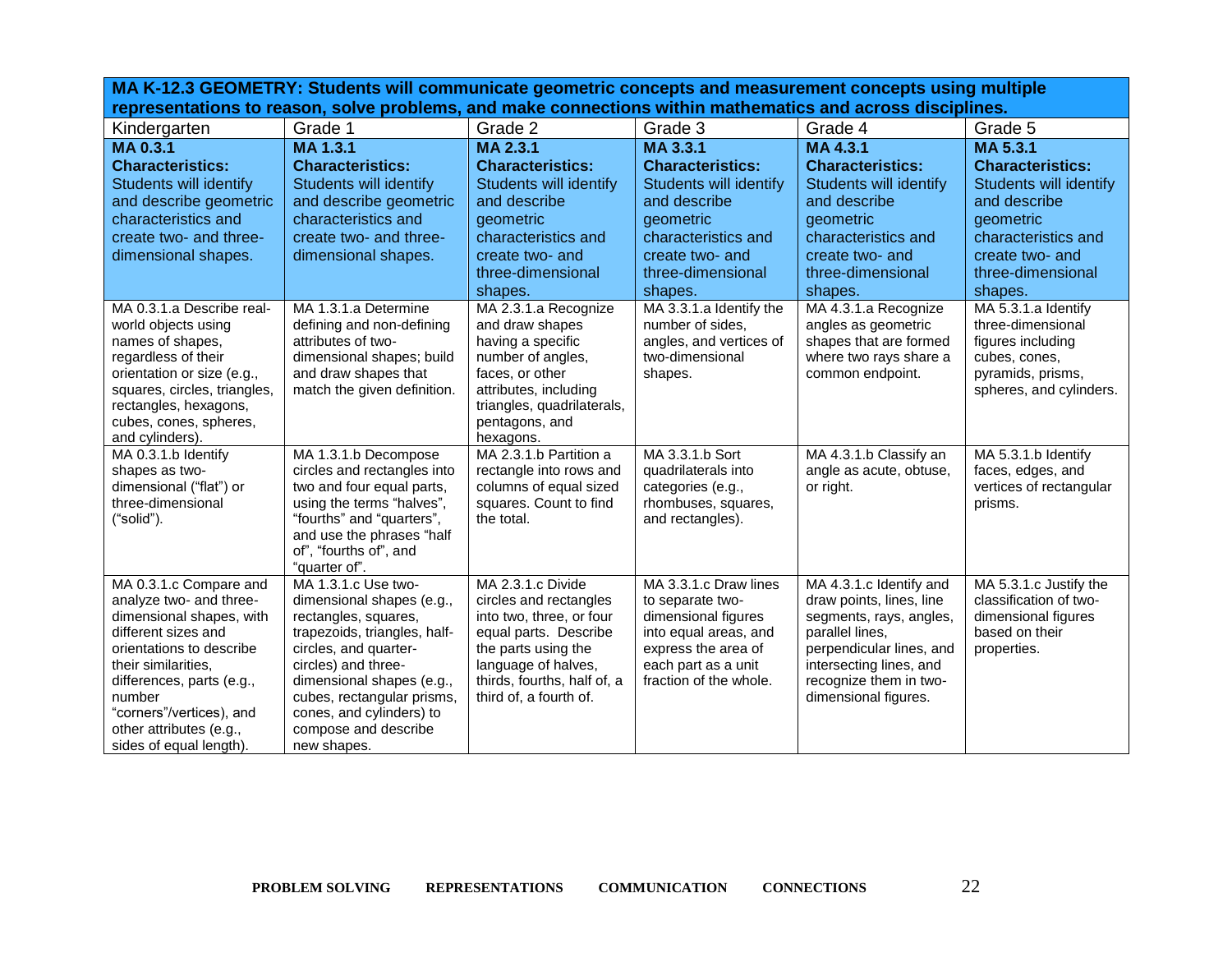| MA K-12.3 GEOMETRY: Students will communicate geometric concepts and measurement concepts using multiple representations to reason, solve problems, and make connections within mathematics and across disciplines. | | | | | |
|---|---|---|---|---|---|
| Kindergarten | Grade 1 | Grade 2 | Grade 3 | Grade 4 | Grade 5 |
| **MA 0.3.1 Characteristics:** Students will identify and describe geometric characteristics and create two- and three-dimensional shapes. | **MA 1.3.1 Characteristics:** Students will identify and describe geometric characteristics and create two- and three-dimensional shapes. | **MA 2.3.1 Characteristics:** Students will identify and describe geometric characteristics and create two- and three-dimensional shapes. | **MA 3.3.1 Characteristics:** Students will identify and describe geometric characteristics and create two- and three-dimensional shapes. | **MA 4.3.1 Characteristics:** Students will identify and describe geometric characteristics and create two- and three-dimensional shapes. | **MA 5.3.1 Characteristics:** Students will identify and describe geometric characteristics and create two- and three-dimensional shapes. |
| MA 0.3.1.a Describe real-world objects using names of shapes, regardless of their orientation or size (e.g., squares, circles, triangles, rectangles, hexagons, cubes, cones, spheres, and cylinders). | MA 1.3.1.a Determine defining and non-defining attributes of two-dimensional shapes; build and draw shapes that match the given definition. | MA 2.3.1.a Recognize and draw shapes having a specific number of angles, faces, or other attributes, including triangles, quadrilaterals, pentagons, and hexagons. | MA 3.3.1.a Identify the number of sides, angles, and vertices of two-dimensional shapes. | MA 4.3.1.a Recognize angles as geometric shapes that are formed where two rays share a common endpoint. | MA 5.3.1.a Identify three-dimensional figures including cubes, cones, pyramids, prisms, spheres, and cylinders. |
| MA 0.3.1.b Identify shapes as two-dimensional ("flat") or three-dimensional ("solid"). | MA 1.3.1.b Decompose circles and rectangles into two and four equal parts, using the terms "halves", "fourths" and "quarters", and use the phrases "half of", "fourths of", and "quarter of". | MA 2.3.1.b Partition a rectangle into rows and columns of equal sized squares. Count to find the total. | MA 3.3.1.b Sort quadrilaterals into categories (e.g., rhombuses, squares, and rectangles). | MA 4.3.1.b Classify an angle as acute, obtuse, or right. | MA 5.3.1.b Identify faces, edges, and vertices of rectangular prisms. |
| MA 0.3.1.c Compare and analyze two- and three-dimensional shapes, with different sizes and orientations to describe their similarities, differences, parts (e.g., number "corners"/vertices), and other attributes (e.g., sides of equal length). | MA 1.3.1.c Use two-dimensional shapes (e.g., rectangles, squares, trapezoids, triangles, half-circles, and quarter-circles) and three-dimensional shapes (e.g., cubes, rectangular prisms, cones, and cylinders) to compose and describe new shapes. | MA 2.3.1.c Divide circles and rectangles into two, three, or four equal parts. Describe the parts using the language of halves, thirds, fourths, half of, a third of, a fourth of. | MA 3.3.1.c Draw lines to separate two-dimensional figures into equal areas, and express the area of each part as a unit fraction of the whole. | MA 4.3.1.c Identify and draw points, lines, line segments, rays, angles, parallel lines, perpendicular lines, and intersecting lines, and recognize them in two-dimensional figures. | MA 5.3.1.c Justify the classification of two-dimensional figures based on their properties. |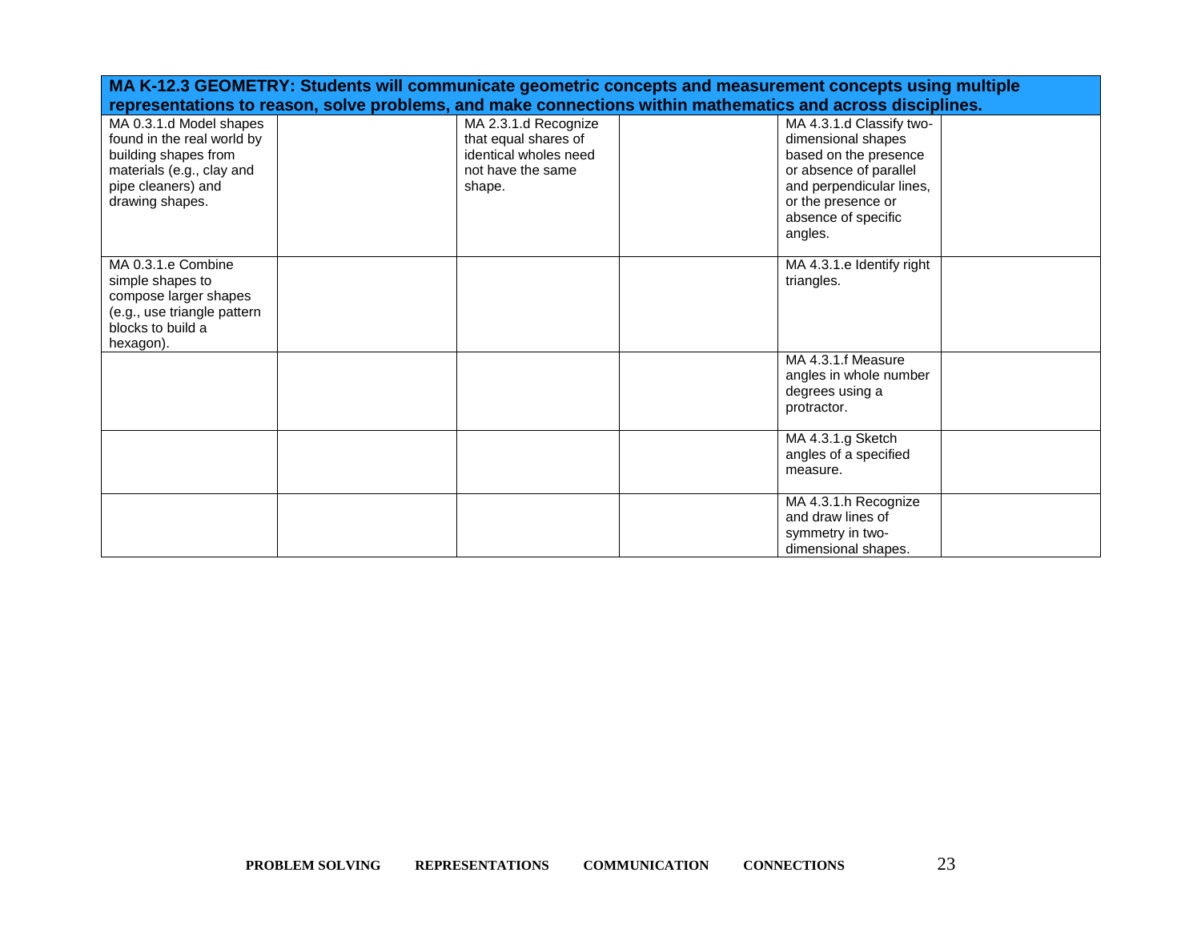| MA K-12.3 GEOMETRY: Students will communicate geometric concepts and measurement concepts using multiple representations to reason, solve problems, and make connections within mathematics and across disciplines. | | | | | |
|---|---|---|---|---|---|
| MA 0.3.1.d Model shapes found in the real world by building shapes from materials (e.g., clay and pipe cleaners) and drawing shapes. | | MA 2.3.1.d Recognize that equal shares of identical wholes need not have the same shape. | | MA 4.3.1.d Classify two-dimensional shapes based on the presence or absence of parallel and perpendicular lines, or the presence or absence of specific angles. | |
| MA 0.3.1.e Combine simple shapes to compose larger shapes (e.g., use triangle pattern blocks to build a hexagon). | | | | MA 4.3.1.e Identify right triangles. | |
| | | | | MA 4.3.1.f Measure angles in whole number degrees using a protractor. | |
| | | | | MA 4.3.1.g Sketch angles of a specified measure. | |
| | | | | MA 4.3.1.h Recognize and draw lines of symmetry in two-dimensional shapes. | |

**PROBLEM SOLVING REPRESENTATIONS COMMUNICATION CONNECTIONS**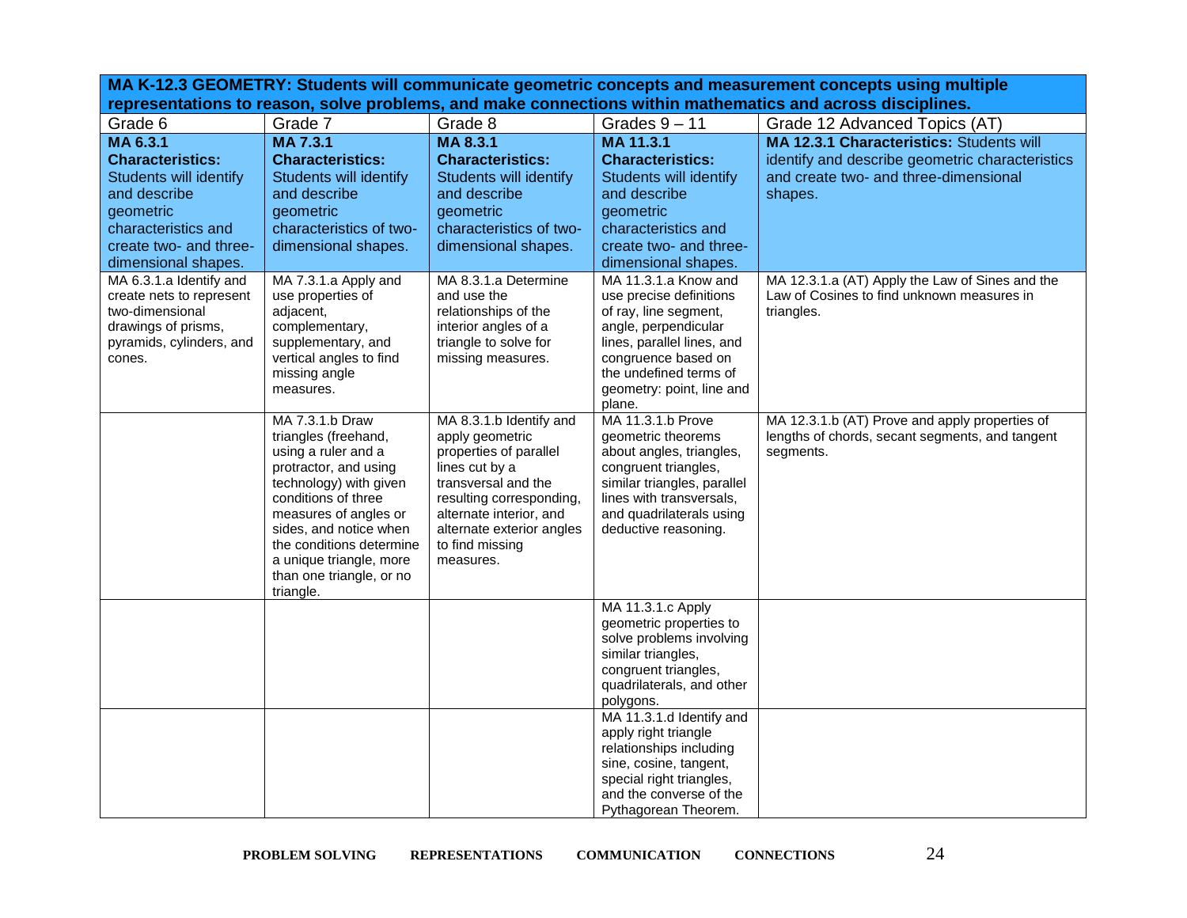| MA K-12.3 GEOMETRY: Students will communicate geometric concepts and measurement concepts using multiple representations to reason, solve problems, and make connections within mathematics and across disciplines. | | | | |
|---|---|---|---|---|
| Grade 6 | Grade 7 | Grade 8 | Grades 9 – 11 | Grade 12 Advanced Topics (AT) |
| **MA 6.3.1 Characteristics:** Students will identify and describe geometric characteristics and create two- and three-dimensional shapes. | **MA 7.3.1 Characteristics:** Students will identify and describe geometric characteristics of two-dimensional shapes. | **MA 8.3.1 Characteristics:** Students will identify and describe geometric characteristics of two-dimensional shapes. | **MA 11.3.1 Characteristics:** Students will identify and describe geometric characteristics and create two- and three-dimensional shapes. | **MA 12.3.1 Characteristics:** Students will identify and describe geometric characteristics and create two- and three-dimensional shapes. |
| MA 6.3.1.a Identify and create nets to represent two-dimensional drawings of prisms, pyramids, cylinders, and cones. | MA 7.3.1.a Apply and use properties of adjacent, complementary, supplementary, and vertical angles to find missing angle measures. | MA 8.3.1.a Determine and use the relationships of the interior angles of a triangle to solve for missing measures. | MA 11.3.1.a Know and use precise definitions of ray, line segment, angle, perpendicular lines, parallel lines, and congruence based on the undefined terms of geometry: point, line and plane. | MA 12.3.1.a (AT) Apply the Law of Sines and the Law of Cosines to find unknown measures in triangles. |
| | MA 7.3.1.b Draw triangles (freehand, using a ruler and a protractor, and using technology) with given conditions of three measures of angles or sides, and notice when the conditions determine a unique triangle, more than one triangle, or no triangle. | MA 8.3.1.b Identify and apply geometric properties of parallel lines cut by a transversal and the resulting corresponding, alternate interior, and alternate exterior angles to find missing measures. | MA 11.3.1.b Prove geometric theorems about angles, triangles, congruent triangles, similar triangles, parallel lines with transversals, and quadrilaterals using deductive reasoning. | MA 12.3.1.b (AT) Prove and apply properties of lengths of chords, secant segments, and tangent segments. |
| | | | MA 11.3.1.c Apply geometric properties to solve problems involving similar triangles, congruent triangles, quadrilaterals, and other polygons. | |
| | | | MA 11.3.1.d Identify and apply right triangle relationships including sine, cosine, tangent, special right triangles, and the converse of the Pythagorean Theorem. | |

**PROBLEM SOLVING REPRESENTATIONS COMMUNICATION CONNECTIONS**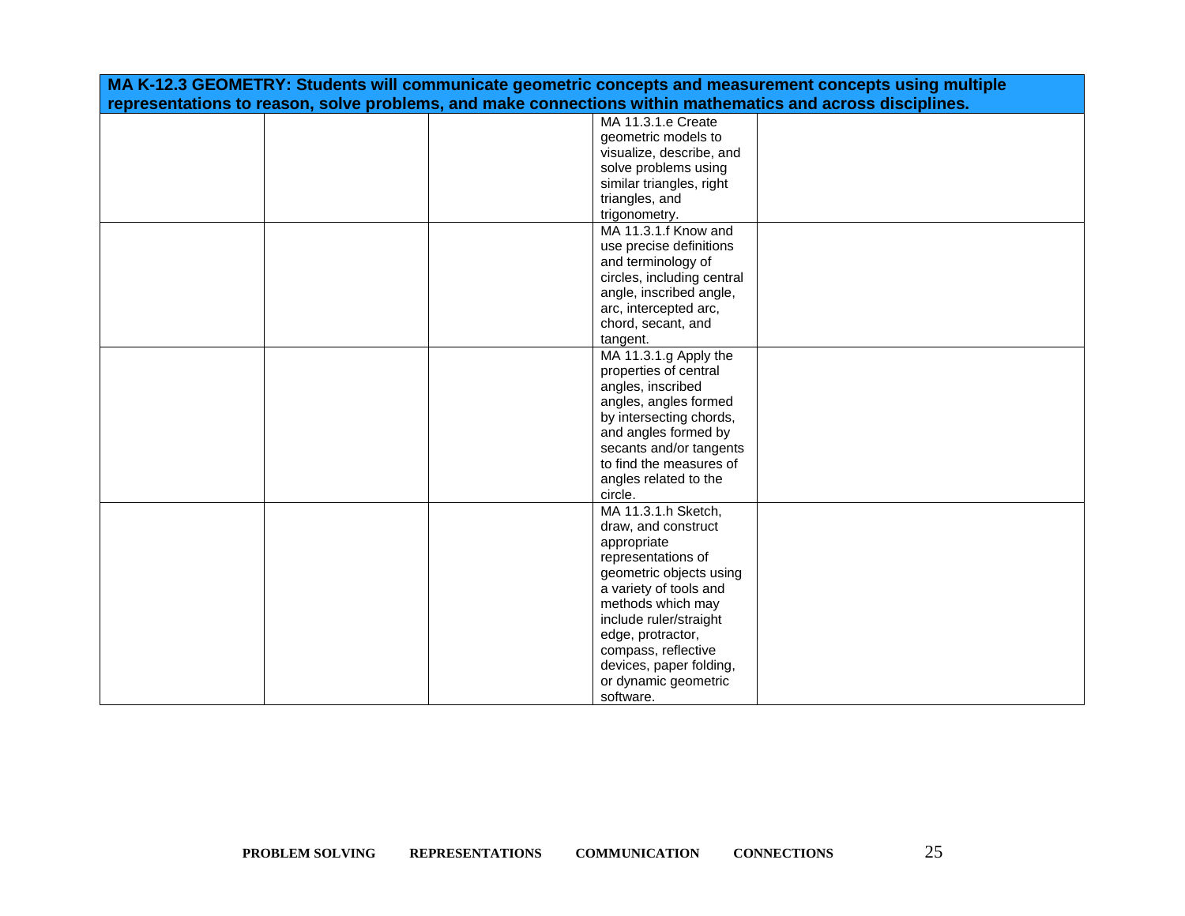| MA K-12.3 GEOMETRY: Students will communicate geometric concepts and measurement concepts using multiple representations to reason, solve problems, and make connections within mathematics and across disciplines. | | | | |
|---|---|---|---|---|
| | | | MA 11.3.1.e Create geometric models to visualize, describe, and solve problems using similar triangles, right triangles, and trigonometry. | |
| | | | MA 11.3.1.f Know and use precise definitions and terminology of circles, including central angle, inscribed angle, arc, intercepted arc, chord, secant, and tangent. | |
| | | | MA 11.3.1.g Apply the properties of central angles, inscribed angles, angles formed by intersecting chords, and angles formed by secants and/or tangents to find the measures of angles related to the circle. | |
| | | | MA 11.3.1.h Sketch, draw, and construct appropriate representations of geometric objects using a variety of tools and methods which may include ruler/straight edge, protractor, compass, reflective devices, paper folding, or dynamic geometric software. | |

**PROBLEM SOLVING REPRESENTATIONS COMMUNICATION CONNECTIONS**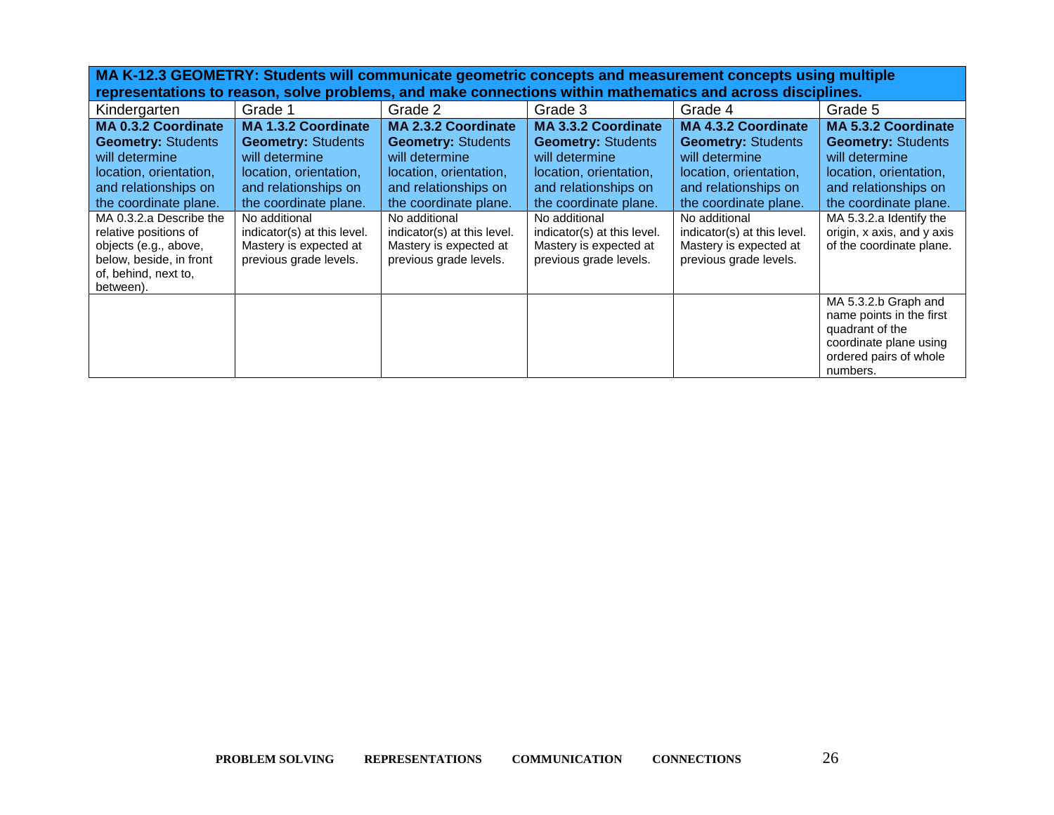| **MA K-12.3 GEOMETRY: Students will communicate geometric concepts and measurement concepts using multiple representations to reason, solve problems, and make connections within mathematics and across disciplines.** | | | | | |
|---|---|---|---|---|---|
| Kindergarten | Grade 1 | Grade 2 | Grade 3 | Grade 4 | Grade 5 |
| **MA 0.3.2 Coordinate Geometry:** Students will determine location, orientation, and relationships on the coordinate plane. | **MA 1.3.2 Coordinate Geometry:** Students will determine location, orientation, and relationships on the coordinate plane. | **MA 2.3.2 Coordinate Geometry:** Students will determine location, orientation, and relationships on the coordinate plane. | **MA 3.3.2 Coordinate Geometry:** Students will determine location, orientation, and relationships on the coordinate plane. | **MA 4.3.2 Coordinate Geometry:** Students will determine location, orientation, and relationships on the coordinate plane. | **MA 5.3.2 Coordinate Geometry:** Students will determine location, orientation, and relationships on the coordinate plane. |
| MA 0.3.2.a Describe the relative positions of objects (e.g., above, below, beside, in front of, behind, next to, between). | No additional indicator(s) at this level. Mastery is expected at previous grade levels. | No additional indicator(s) at this level. Mastery is expected at previous grade levels. | No additional indicator(s) at this level. Mastery is expected at previous grade levels. | No additional indicator(s) at this level. Mastery is expected at previous grade levels. | MA 5.3.2.a Identify the origin, x axis, and y axis of the coordinate plane. |
| | | | | | MA 5.3.2.b Graph and name points in the first quadrant of the coordinate plane using ordered pairs of whole numbers. |

**PROBLEM SOLVING REPRESENTATIONS COMMUNICATION CONNECTIONS**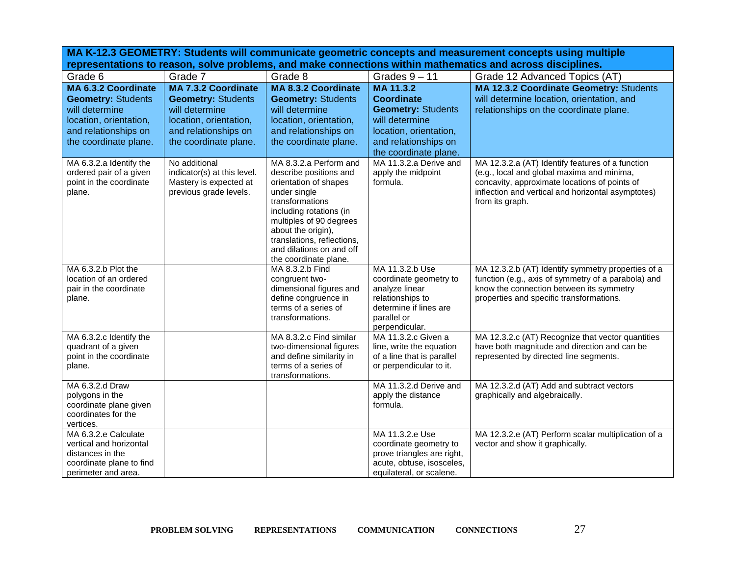| MA K-12.3 GEOMETRY: Students will communicate geometric concepts and measurement concepts using multiple representations to reason, solve problems, and make connections within mathematics and across disciplines. | | | | |
|---|---|---|---|---|
| Grade 6 | Grade 7 | Grade 8 | Grades 9 – 11 | Grade 12 Advanced Topics (AT) |
| **MA 6.3.2 Coordinate Geometry:** Students will determine location, orientation, and relationships on the coordinate plane. | **MA 7.3.2 Coordinate Geometry:** Students will determine location, orientation, and relationships on the coordinate plane. | **MA 8.3.2 Coordinate Geometry:** Students will determine location, orientation, and relationships on the coordinate plane. | **MA 11.3.2 Coordinate Geometry:** Students will determine location, orientation, and relationships on the coordinate plane. | **MA 12.3.2 Coordinate Geometry:** Students will determine location, orientation, and relationships on the coordinate plane. |
| MA 6.3.2.a Identify the ordered pair of a given point in the coordinate plane. | No additional indicator(s) at this level. Mastery is expected at previous grade levels. | MA 8.3.2.a Perform and describe positions and orientation of shapes under single transformations including rotations (in multiples of 90 degrees about the origin), translations, reflections, and dilations on and off the coordinate plane. | MA 11.3.2.a Derive and apply the midpoint formula. | MA 12.3.2.a (AT) Identify features of a function (e.g., local and global maxima and minima, concavity, approximate locations of points of inflection and vertical and horizontal asymptotes) from its graph. |
| MA 6.3.2.b Plot the location of an ordered pair in the coordinate plane. | | MA 8.3.2.b Find congruent two-dimensional figures and define congruence in terms of a series of transformations. | MA 11.3.2.b Use coordinate geometry to analyze linear relationships to determine if lines are parallel or perpendicular. | MA 12.3.2.b (AT) Identify symmetry properties of a function (e.g., axis of symmetry of a parabola) and know the connection between its symmetry properties and specific transformations. |
| MA 6.3.2.c Identify the quadrant of a given point in the coordinate plane. | | MA 8.3.2.c Find similar two-dimensional figures and define similarity in terms of a series of transformations. | MA 11.3.2.c Given a line, write the equation of a line that is parallel or perpendicular to it. | MA 12.3.2.c (AT) Recognize that vector quantities have both magnitude and direction and can be represented by directed line segments. |
| MA 6.3.2.d Draw polygons in the coordinate plane given coordinates for the vertices. | | | MA 11.3.2.d Derive and apply the distance formula. | MA 12.3.2.d (AT) Add and subtract vectors graphically and algebraically. |
| MA 6.3.2.e Calculate vertical and horizontal distances in the coordinate plane to find perimeter and area. | | | MA 11.3.2.e Use coordinate geometry to prove triangles are right, acute, obtuse, isosceles, equilateral, or scalene. | MA 12.3.2.e (AT) Perform scalar multiplication of a vector and show it graphically. |

**PROBLEM SOLVING** **REPRESENTATIONS** **COMMUNICATION** **CONNECTIONS**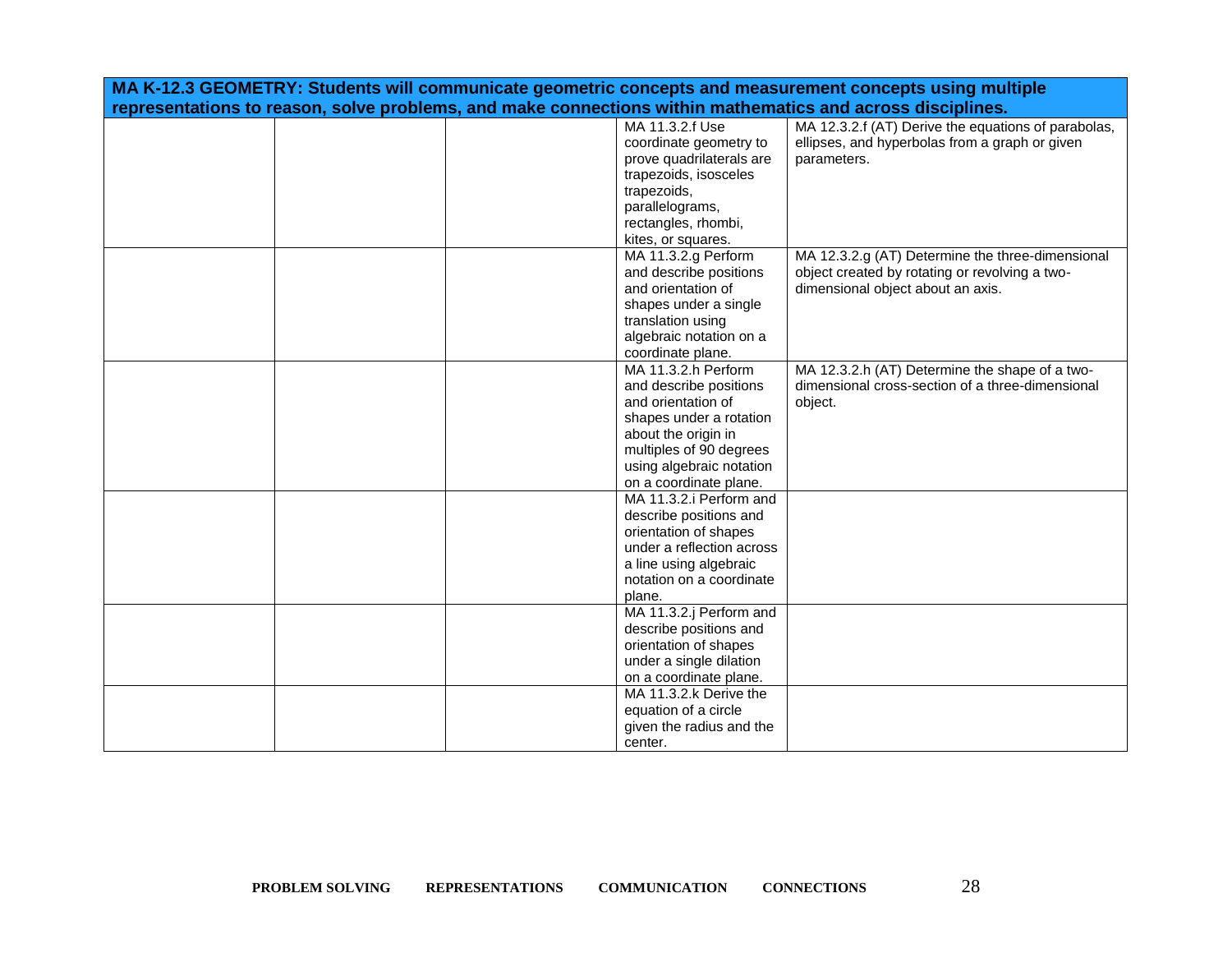| MA K-12.3 GEOMETRY: Students will communicate geometric concepts and measurement concepts using multiple representations to reason, solve problems, and make connections within mathematics and across disciplines. | | | | |
|---|---|---|---|---|
| | | | MA 11.3.2.f Use coordinate geometry to prove quadrilaterals are trapezoids, isosceles trapezoids, parallelograms, rectangles, rhombi, kites, or squares. | MA 12.3.2.f (AT) Derive the equations of parabolas, ellipses, and hyperbolas from a graph or given parameters. |
| | | | MA 11.3.2.g Perform and describe positions and orientation of shapes under a single translation using algebraic notation on a coordinate plane. | MA 12.3.2.g (AT) Determine the three-dimensional object created by rotating or revolving a two-dimensional object about an axis. |
| | | | MA 11.3.2.h Perform and describe positions and orientation of shapes under a rotation about the origin in multiples of 90 degrees using algebraic notation on a coordinate plane. | MA 12.3.2.h (AT) Determine the shape of a two-dimensional cross-section of a three-dimensional object. |
| | | | MA 11.3.2.i Perform and describe positions and orientation of shapes under a reflection across a line using algebraic notation on a coordinate plane. | |
| | | | MA 11.3.2.j Perform and describe positions and orientation of shapes under a single dilation on a coordinate plane. | |
| | | | MA 11.3.2.k Derive the equation of a circle given the radius and the center. | |

**PROBLEM SOLVING REPRESENTATIONS COMMUNICATION CONNECTIONS**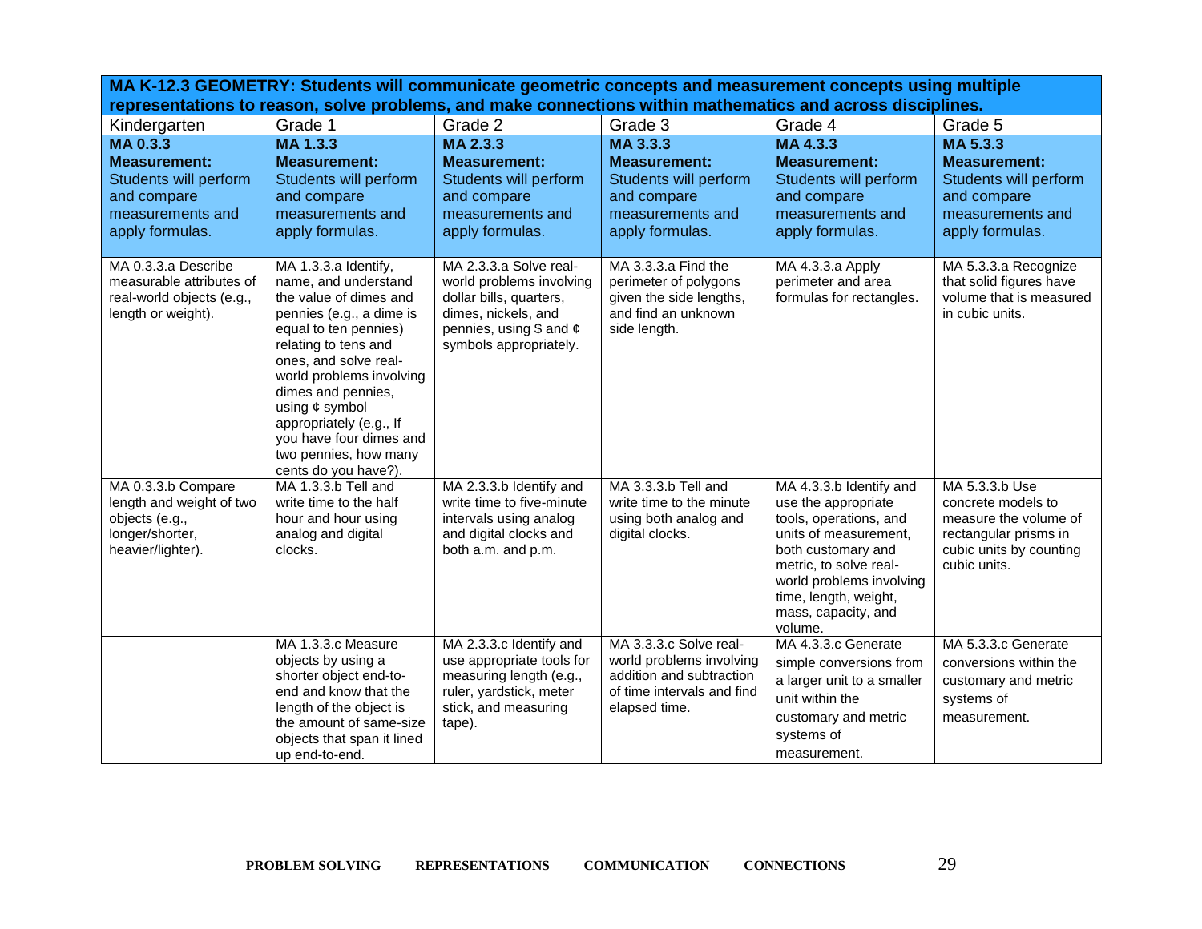| MA K-12.3 GEOMETRY: Students will communicate geometric concepts and measurement concepts using multiple representations to reason, solve problems, and make connections within mathematics and across disciplines. | | | | | |
|---|---|---|---|---|---|
| Kindergarten | Grade 1 | Grade 2 | Grade 3 | Grade 4 | Grade 5 |
| **MA 0.3.3 Measurement:** Students will perform and compare measurements and apply formulas. | **MA 1.3.3 Measurement:** Students will perform and compare measurements and apply formulas. | **MA 2.3.3 Measurement:** Students will perform and compare measurements and apply formulas. | **MA 3.3.3 Measurement:** Students will perform and compare measurements and apply formulas. | **MA 4.3.3 Measurement:** Students will perform and compare measurements and apply formulas. | **MA 5.3.3 Measurement:** Students will perform and compare measurements and apply formulas. |
| MA 0.3.3.a Describe measurable attributes of real-world objects (e.g., length or weight). | MA 1.3.3.a Identify, name, and understand the value of dimes and pennies (e.g., a dime is equal to ten pennies) relating to tens and ones, and solve real-world problems involving dimes and pennies, using ¢ symbol appropriately (e.g., If you have four dimes and two pennies, how many cents do you have?). | MA 2.3.3.a Solve real-world problems involving dollar bills, quarters, dimes, nickels, and pennies, using $ and ¢ symbols appropriately. | MA 3.3.3.a Find the perimeter of polygons given the side lengths, and find an unknown side length. | MA 4.3.3.a Apply perimeter and area formulas for rectangles. | MA 5.3.3.a Recognize that solid figures have volume that is measured in cubic units. |
| MA 0.3.3.b Compare length and weight of two objects (e.g., longer/shorter, heavier/lighter). | MA 1.3.3.b Tell and write time to the half hour and hour using analog and digital clocks. | MA 2.3.3.b Identify and write time to five-minute intervals using analog and digital clocks and both a.m. and p.m. | MA 3.3.3.b Tell and write time to the minute using both analog and digital clocks. | MA 4.3.3.b Identify and use the appropriate tools, operations, and units of measurement, both customary and metric, to solve real-world problems involving time, length, weight, mass, capacity, and volume. | MA 5.3.3.b Use concrete models to measure the volume of rectangular prisms in cubic units by counting cubic units. |
| | MA 1.3.3.c Measure objects by using a shorter object end-to-end and know that the length of the object is the amount of same-size objects that span it lined up end-to-end. | MA 2.3.3.c Identify and use appropriate tools for measuring length (e.g., ruler, yardstick, meter stick, and measuring tape). | MA 3.3.3.c Solve real-world problems involving addition and subtraction of time intervals and find elapsed time. | MA 4.3.3.c Generate simple conversions from a larger unit to a smaller unit within the customary and metric systems of measurement. | MA 5.3.3.c Generate conversions within the customary and metric systems of measurement. |

PROBLEM SOLVING REPRESENTATIONS COMMUNICATION CONNECTIONS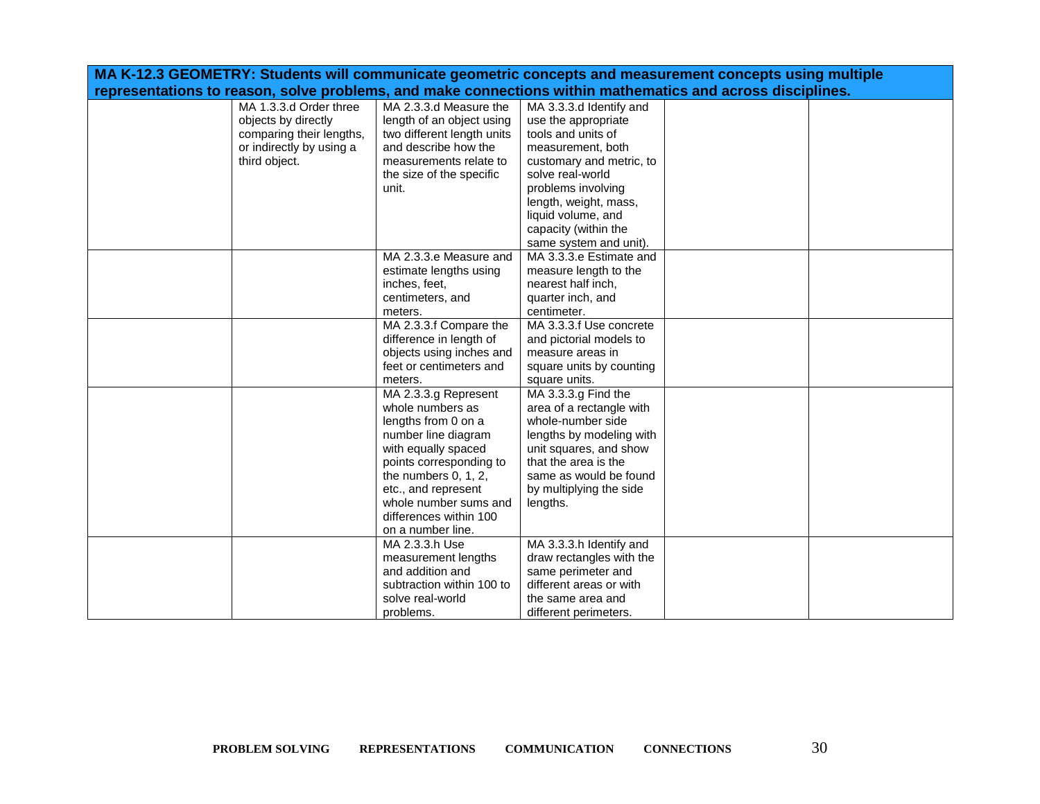| MA K-12.3 GEOMETRY: Students will communicate geometric concepts and measurement concepts using multiple representations to reason, solve problems, and make connections within mathematics and across disciplines. | | | | | |
|---|---|---|---|---|---|
| | MA 1.3.3.d Order three objects by directly comparing their lengths, or indirectly by using a third object. | MA 2.3.3.d Measure the length of an object using two different length units and describe how the measurements relate to the size of the specific unit. | MA 3.3.3.d Identify and use the appropriate tools and units of measurement, both customary and metric, to solve real-world problems involving length, weight, mass, liquid volume, and capacity (within the same system and unit). | | |
| | | MA 2.3.3.e Measure and estimate lengths using inches, feet, centimeters, and meters. | MA 3.3.3.e Estimate and measure length to the nearest half inch, quarter inch, and centimeter. | | |
| | | MA 2.3.3.f Compare the difference in length of objects using inches and feet or centimeters and meters. | MA 3.3.3.f Use concrete and pictorial models to measure areas in square units by counting square units. | | |
| | | MA 2.3.3.g Represent whole numbers as lengths from 0 on a number line diagram with equally spaced points corresponding to the numbers 0, 1, 2, etc., and represent whole number sums and differences within 100 on a number line. | MA 3.3.3.g Find the area of a rectangle with whole-number side lengths by modeling with unit squares, and show that the area is the same as would be found by multiplying the side lengths. | | |
| | | MA 2.3.3.h Use measurement lengths and addition and subtraction within 100 to solve real-world problems. | MA 3.3.3.h Identify and draw rectangles with the same perimeter and different areas or with the same area and different perimeters. | | |

**PROBLEM SOLVING** **REPRESENTATIONS** **COMMUNICATION** **CONNECTIONS**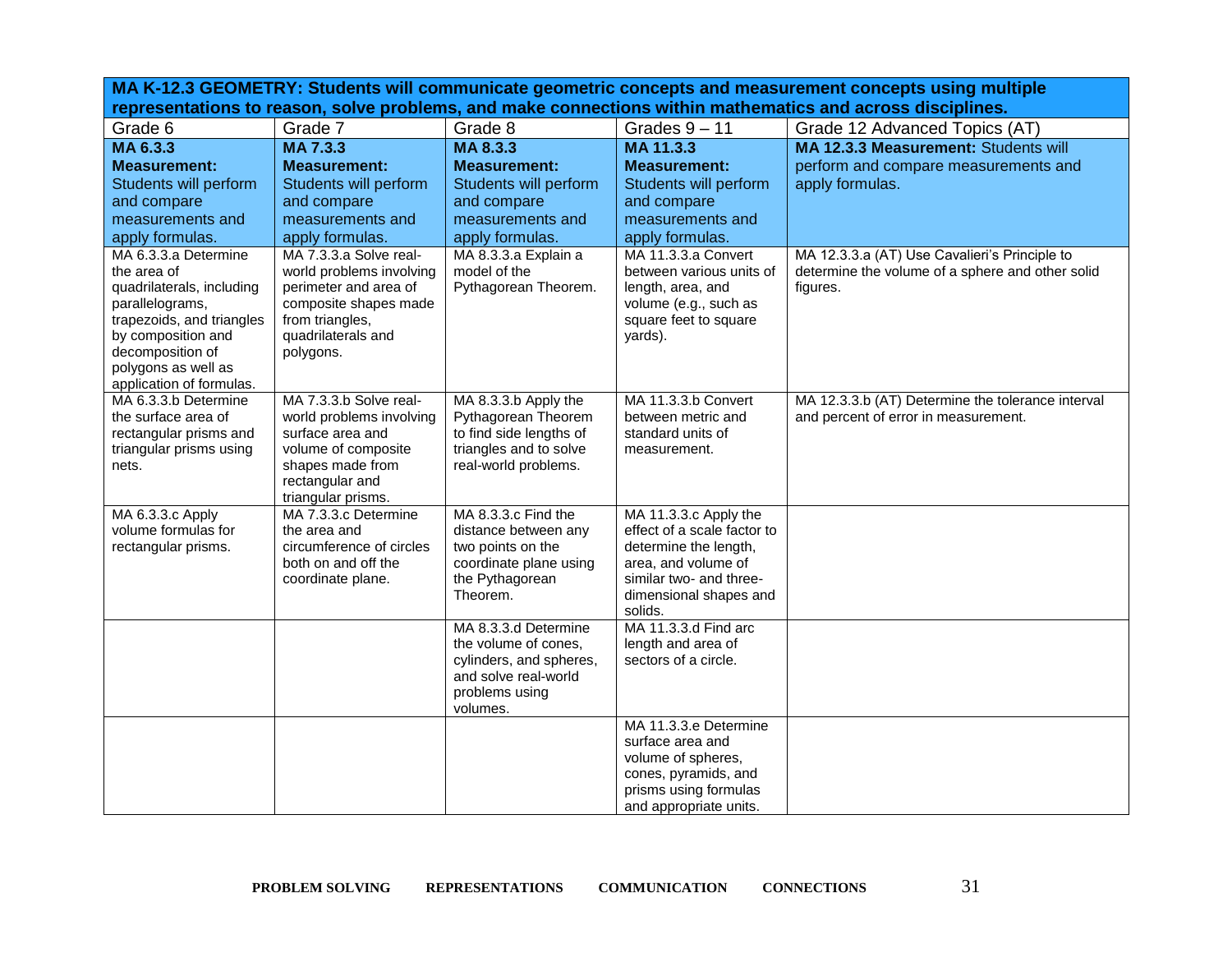| **MA K-12.3 GEOMETRY: Students will communicate geometric concepts and measurement concepts using multiple representations to reason, solve problems, and make connections within mathematics and across disciplines.** | | | | |
|---|---|---|---|---|
| Grade 6 | Grade 7 | Grade 8 | Grades 9 – 11 | Grade 12 Advanced Topics (AT) |
| **MA 6.3.3 Measurement:** Students will perform and compare measurements and apply formulas. | **MA 7.3.3 Measurement:** Students will perform and compare measurements and apply formulas. | **MA 8.3.3 Measurement:** Students will perform and compare measurements and apply formulas. | **MA 11.3.3 Measurement:** Students will perform and compare measurements and apply formulas. | **MA 12.3.3 Measurement:** Students will perform and compare measurements and apply formulas. |
| MA 6.3.3.a Determine the area of quadrilaterals, including parallelograms, trapezoids, and triangles by composition and decomposition of polygons as well as application of formulas. | MA 7.3.3.a Solve real-world problems involving perimeter and area of composite shapes made from triangles, quadrilaterals and polygons. | MA 8.3.3.a Explain a model of the Pythagorean Theorem. | MA 11.3.3.a Convert between various units of length, area, and volume (e.g., such as square feet to square yards). | MA 12.3.3.a (AT) Use Cavalieri's Principle to determine the volume of a sphere and other solid figures. |
| MA 6.3.3.b Determine the surface area of rectangular prisms and triangular prisms using nets. | MA 7.3.3.b Solve real-world problems involving surface area and volume of composite shapes made from rectangular and triangular prisms. | MA 8.3.3.b Apply the Pythagorean Theorem to find side lengths of triangles and to solve real-world problems. | MA 11.3.3.b Convert between metric and standard units of measurement. | MA 12.3.3.b (AT) Determine the tolerance interval and percent of error in measurement. |
| MA 6.3.3.c Apply volume formulas for rectangular prisms. | MA 7.3.3.c Determine the area and circumference of circles both on and off the coordinate plane. | MA 8.3.3.c Find the distance between any two points on the coordinate plane using the Pythagorean Theorem. | MA 11.3.3.c Apply the effect of a scale factor to determine the length, area, and volume of similar two- and three-dimensional shapes and solids. | |
| | | MA 8.3.3.d Determine the volume of cones, cylinders, and spheres, and solve real-world problems using volumes. | MA 11.3.3.d Find arc length and area of sectors of a circle. | |
| | | | MA 11.3.3.e Determine surface area and volume of spheres, cones, pyramids, and prisms using formulas and appropriate units. | |

**PROBLEM SOLVING REPRESENTATIONS COMMUNICATION CONNECTIONS**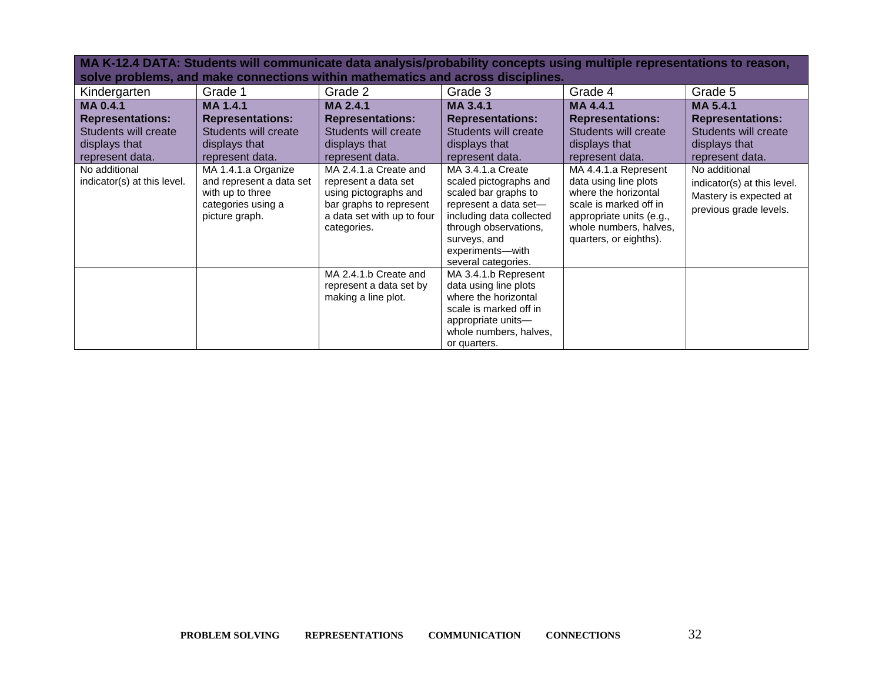| MA K-12.4 DATA: Students will communicate data analysis/probability concepts using multiple representations to reason, solve problems, and make connections within mathematics and across disciplines. | | | | | |
|---|---|---|---|---|---|
| Kindergarten | Grade 1 | Grade 2 | Grade 3 | Grade 4 | Grade 5 |
| **MA 0.4.1 Representations:** Students will create displays that represent data. | **MA 1.4.1 Representations:** Students will create displays that represent data. | **MA 2.4.1 Representations:** Students will create displays that represent data. | **MA 3.4.1 Representations:** Students will create displays that represent data. | **MA 4.4.1 Representations:** Students will create displays that represent data. | **MA 5.4.1 Representations:** Students will create displays that represent data. |
| No additional indicator(s) at this level. | MA 1.4.1.a Organize and represent a data set with up to three categories using a picture graph. | MA 2.4.1.a Create and represent a data set using pictographs and bar graphs to represent a data set with up to four categories. | MA 3.4.1.a Create scaled pictographs and scaled bar graphs to represent a data set—including data collected through observations, surveys, and experiments—with several categories. | MA 4.4.1.a Represent data using line plots where the horizontal scale is marked off in appropriate units (e.g., whole numbers, halves, quarters, or eighths). | No additional indicator(s) at this level. Mastery is expected at previous grade levels. |
| | | MA 2.4.1.b Create and represent a data set by making a line plot. | MA 3.4.1.b Represent data using line plots where the horizontal scale is marked off in appropriate units—whole numbers, halves, or quarters. | | |

PROBLEM SOLVING REPRESENTATIONS COMMUNICATION CONNECTIONS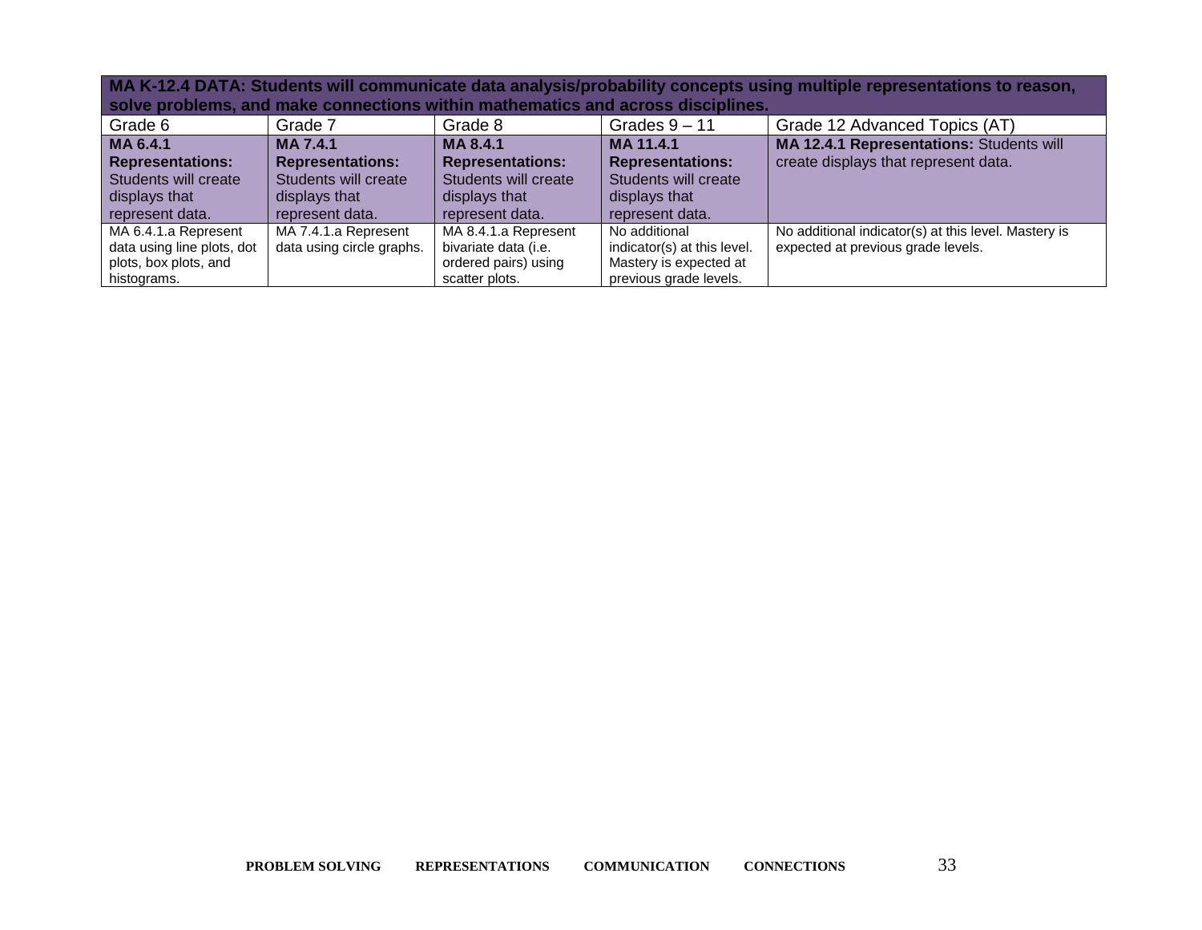| **MA K-12.4 DATA: Students will communicate data analysis/probability concepts using multiple representations to reason, solve problems, and make connections within mathematics and across disciplines.** | | | | |
|---|---|---|---|---|
| Grade 6 | Grade 7 | Grade 8 | Grades 9 – 11 | Grade 12 Advanced Topics (AT) |
| **MA 6.4.1 Representations:** Students will create displays that represent data. | **MA 7.4.1 Representations:** Students will create displays that represent data. | **MA 8.4.1 Representations:** Students will create displays that represent data. | **MA 11.4.1 Representations:** Students will create displays that represent data. | **MA 12.4.1 Representations:** Students will create displays that represent data. |
| MA 6.4.1.a Represent data using line plots, dot plots, box plots, and histograms. | MA 7.4.1.a Represent data using circle graphs. | MA 8.4.1.a Represent bivariate data (i.e. ordered pairs) using scatter plots. | No additional indicator(s) at this level. Mastery is expected at previous grade levels. | No additional indicator(s) at this level. Mastery is expected at previous grade levels. |

PROBLEM SOLVING REPRESENTATIONS COMMUNICATION CONNECTIONS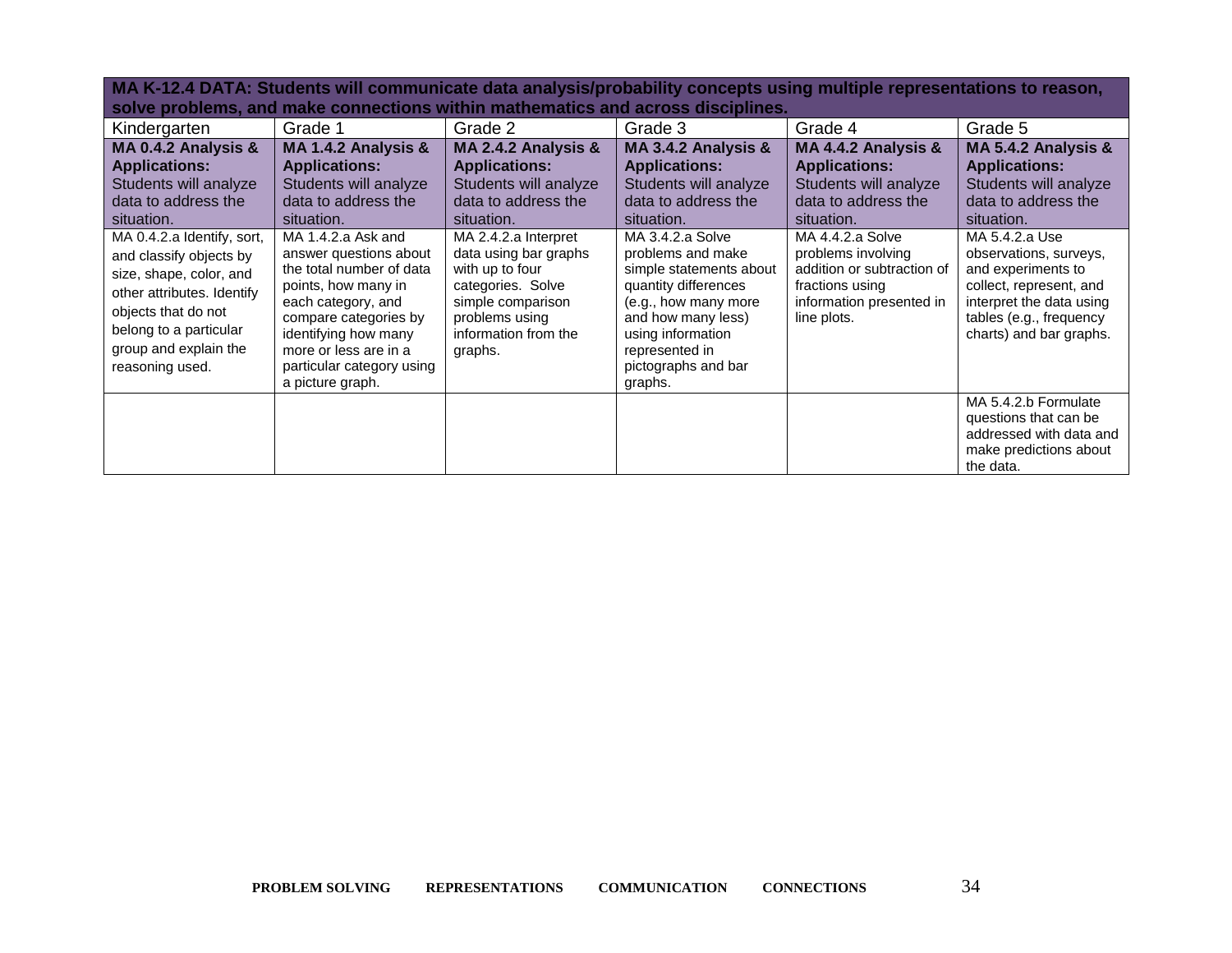| MA K-12.4 DATA: Students will communicate data analysis/probability concepts using multiple representations to reason, solve problems, and make connections within mathematics and across disciplines. | | | | | |
|---|---|---|---|---|---|
| Kindergarten | Grade 1 | Grade 2 | Grade 3 | Grade 4 | Grade 5 |
| **MA 0.4.2 Analysis & Applications:** Students will analyze data to address the situation. | **MA 1.4.2 Analysis & Applications:** Students will analyze data to address the situation. | **MA 2.4.2 Analysis & Applications:** Students will analyze data to address the situation. | **MA 3.4.2 Analysis & Applications:** Students will analyze data to address the situation. | **MA 4.4.2 Analysis & Applications:** Students will analyze data to address the situation. | **MA 5.4.2 Analysis & Applications:** Students will analyze data to address the situation. |
| MA 0.4.2.a Identify, sort, and classify objects by size, shape, color, and other attributes. Identify objects that do not belong to a particular group and explain the reasoning used. | MA 1.4.2.a Ask and answer questions about the total number of data points, how many in each category, and compare categories by identifying how many more or less are in a particular category using a picture graph. | MA 2.4.2.a Interpret data using bar graphs with up to four categories. Solve simple comparison problems using information from the graphs. | MA 3.4.2.a Solve problems and make simple statements about quantity differences (e.g., how many more and how many less) using information represented in pictographs and bar graphs. | MA 4.4.2.a Solve problems involving addition or subtraction of fractions using information presented in line plots. | MA 5.4.2.a Use observations, surveys, and experiments to collect, represent, and interpret the data using tables (e.g., frequency charts) and bar graphs. |
| | | | | | MA 5.4.2.b Formulate questions that can be addressed with data and make predictions about the data. |

**PROBLEM SOLVING REPRESENTATIONS COMMUNICATION CONNECTIONS**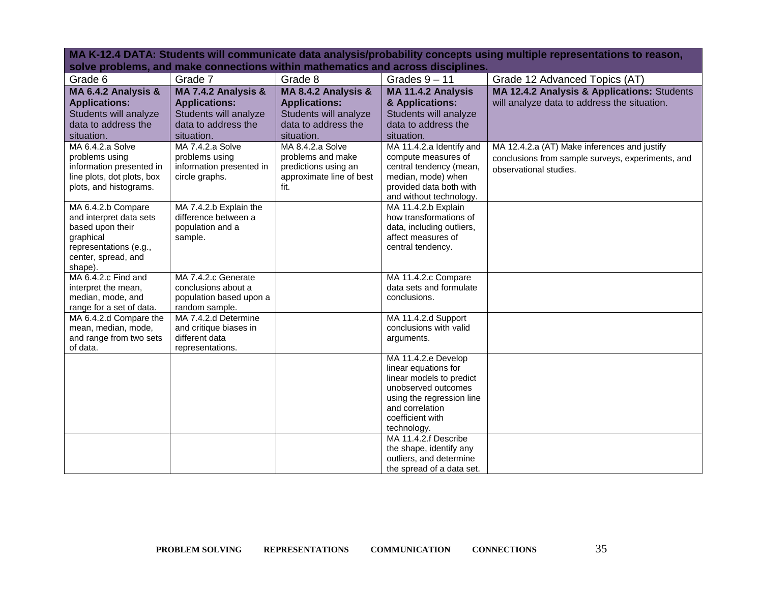| MA K-12.4 DATA: Students will communicate data analysis/probability concepts using multiple representations to reason, solve problems, and make connections within mathematics and across disciplines. | | | | |
|---|---|---|---|---|
| Grade 6 | Grade 7 | Grade 8 | Grades 9 – 11 | Grade 12 Advanced Topics (AT) |
| **MA 6.4.2 Analysis & Applications:** Students will analyze data to address the situation. | **MA 7.4.2 Analysis & Applications:** Students will analyze data to address the situation. | **MA 8.4.2 Analysis & Applications:** Students will analyze data to address the situation. | **MA 11.4.2 Analysis & Applications:** Students will analyze data to address the situation. | **MA 12.4.2 Analysis & Applications:** Students will analyze data to address the situation. |
| MA 6.4.2.a Solve problems using information presented in line plots, dot plots, box plots, and histograms. | MA 7.4.2.a Solve problems using information presented in circle graphs. | MA 8.4.2.a Solve problems and make predictions using an approximate line of best fit. | MA 11.4.2.a Identify and compute measures of central tendency (mean, median, mode) when provided data both with and without technology. | MA 12.4.2.a (AT) Make inferences and justify conclusions from sample surveys, experiments, and observational studies. |
| MA 6.4.2.b Compare and interpret data sets based upon their graphical representations (e.g., center, spread, and shape). | MA 7.4.2.b Explain the difference between a population and a sample. | | MA 11.4.2.b Explain how transformations of data, including outliers, affect measures of central tendency. | |
| MA 6.4.2.c Find and interpret the mean, median, mode, and range for a set of data. | MA 7.4.2.c Generate conclusions about a population based upon a random sample. | | MA 11.4.2.c Compare data sets and formulate conclusions. | |
| MA 6.4.2.d Compare the mean, median, mode, and range from two sets of data. | MA 7.4.2.d Determine and critique biases in different data representations. | | MA 11.4.2.d Support conclusions with valid arguments. | |
| | | | MA 11.4.2.e Develop linear equations for linear models to predict unobserved outcomes using the regression line and correlation coefficient with technology. | |
| | | | MA 11.4.2.f Describe the shape, identify any outliers, and determine the spread of a data set. | |

**PROBLEM SOLVING REPRESENTATIONS COMMUNICATION CONNECTIONS**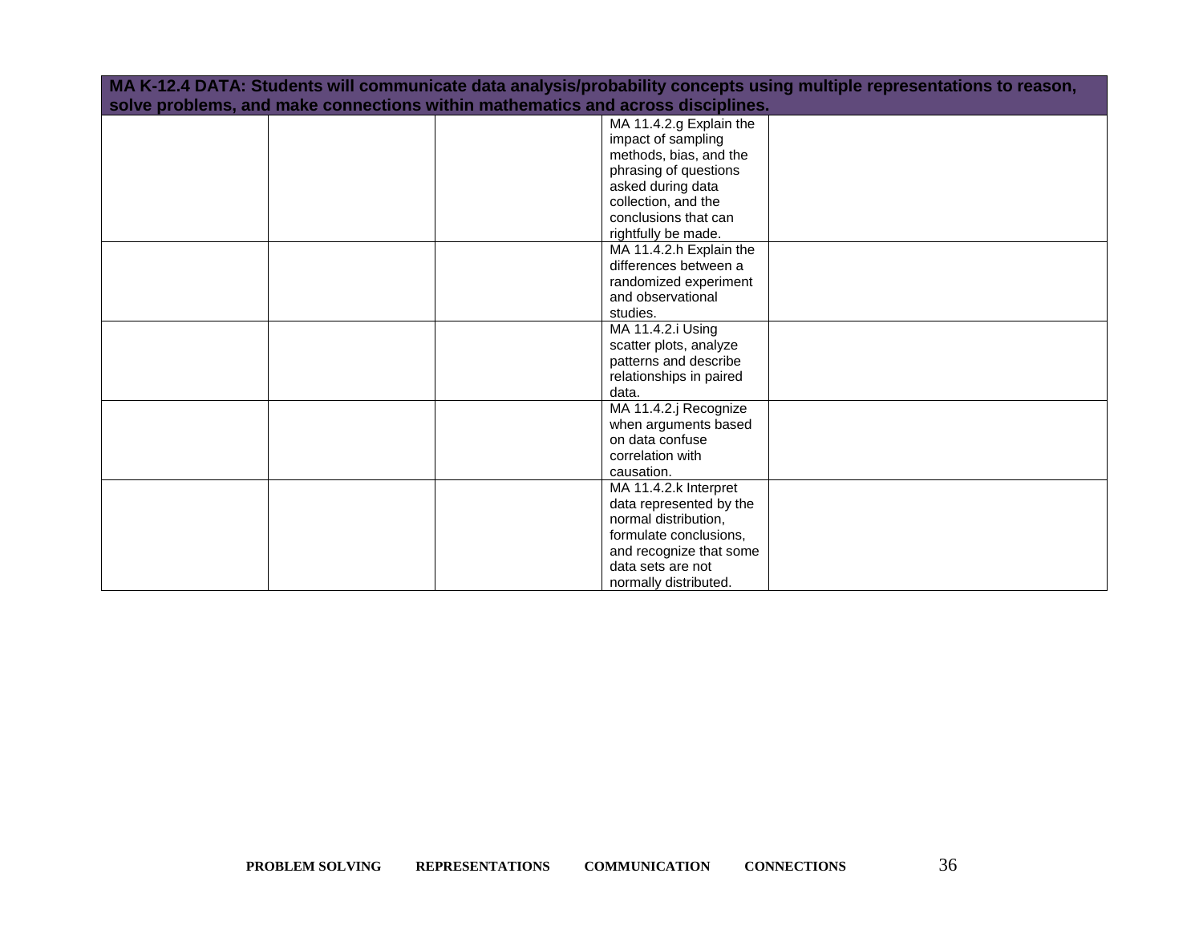| MA K-12.4 DATA: Students will communicate data analysis/probability concepts using multiple representations to reason, solve problems, and make connections within mathematics and across disciplines. | | | | |
|---|---|---|---|---|
| | | | MA 11.4.2.g Explain the impact of sampling methods, bias, and the phrasing of questions asked during data collection, and the conclusions that can rightfully be made. | |
| | | | MA 11.4.2.h Explain the differences between a randomized experiment and observational studies. | |
| | | | MA 11.4.2.i Using scatter plots, analyze patterns and describe relationships in paired data. | |
| | | | MA 11.4.2.j Recognize when arguments based on data confuse correlation with causation. | |
| | | | MA 11.4.2.k Interpret data represented by the normal distribution, formulate conclusions, and recognize that some data sets are not normally distributed. | |

**PROBLEM SOLVING REPRESENTATIONS COMMUNICATION CONNECTIONS**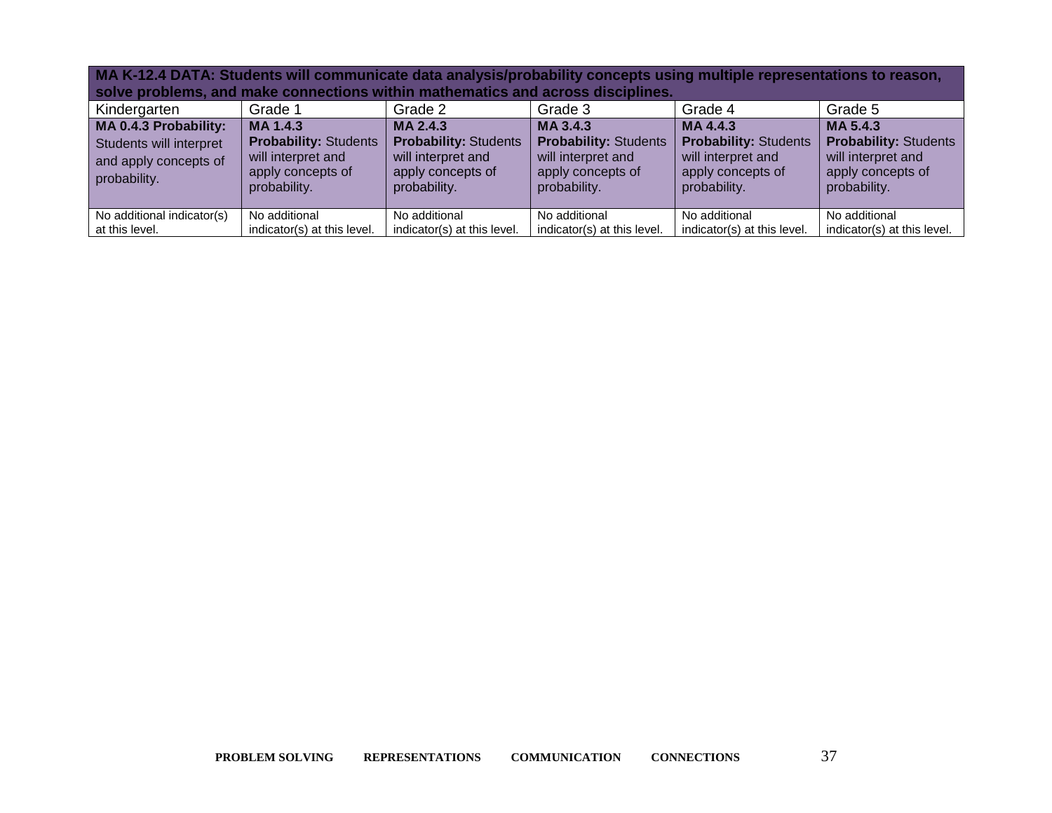| **MA K-12.4 DATA: Students will communicate data analysis/probability concepts using multiple representations to reason, solve problems, and make connections within mathematics and across disciplines.** | | | | | |
|---|---|---|---|---|---|
| Kindergarten | Grade 1 | Grade 2 | Grade 3 | Grade 4 | Grade 5 |
| **MA 0.4.3 Probability:** Students will interpret and apply concepts of probability. | **MA 1.4.3** **Probability:** Students will interpret and apply concepts of probability. | **MA 2.4.3** **Probability:** Students will interpret and apply concepts of probability. | **MA 3.4.3** **Probability:** Students will interpret and apply concepts of probability. | **MA 4.4.3** **Probability:** Students will interpret and apply concepts of probability. | **MA 5.4.3** **Probability:** Students will interpret and apply concepts of probability. |
| No additional indicator(s) at this level. | No additional indicator(s) at this level. | No additional indicator(s) at this level. | No additional indicator(s) at this level. | No additional indicator(s) at this level. | No additional indicator(s) at this level. |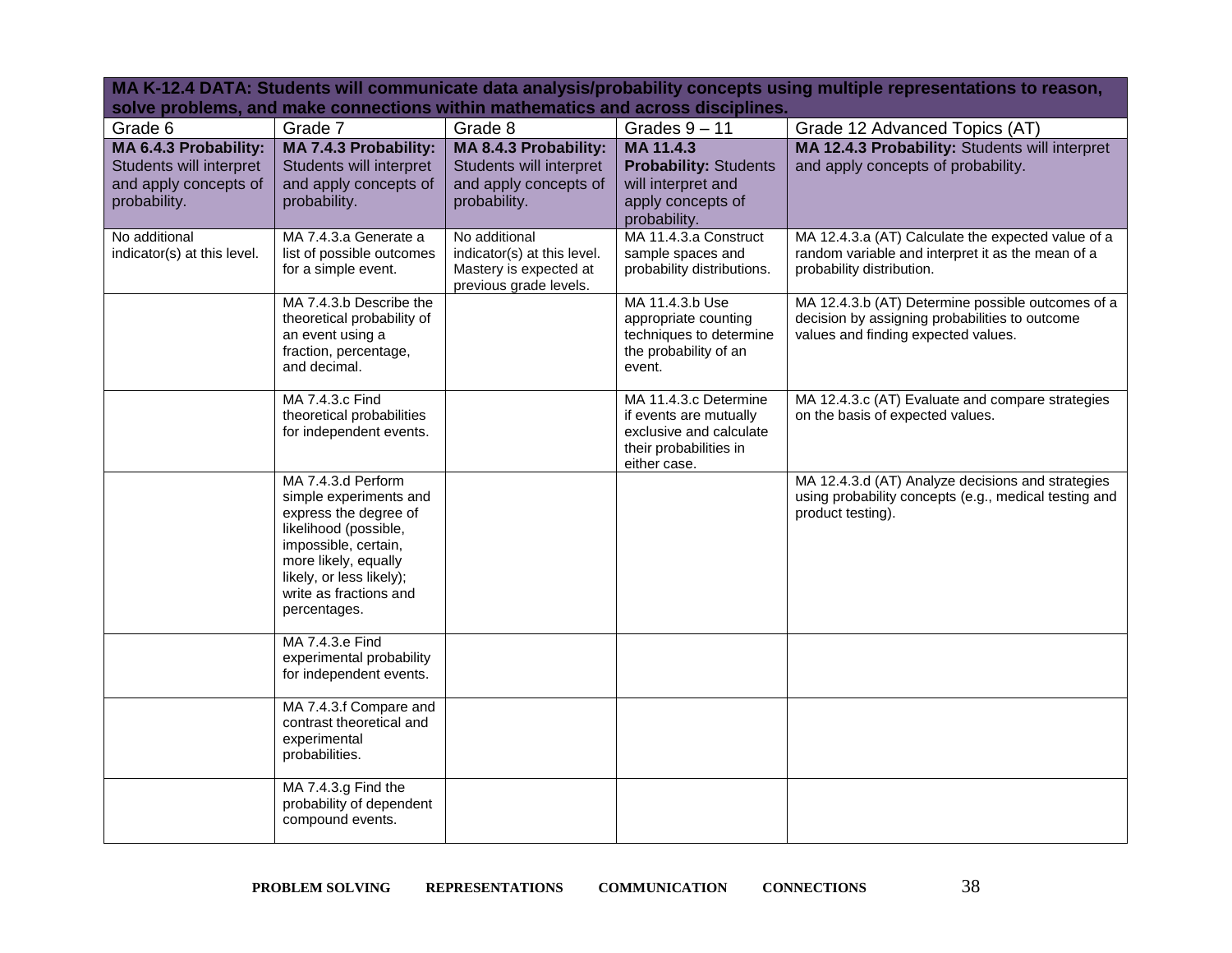| MA K-12.4 DATA: Students will communicate data analysis/probability concepts using multiple representations to reason, solve problems, and make connections within mathematics and across disciplines. | | | | |
|---|---|---|---|---|
| Grade 6 | Grade 7 | Grade 8 | Grades 9 – 11 | Grade 12 Advanced Topics (AT) |
| **MA 6.4.3 Probability:** Students will interpret and apply concepts of probability. | **MA 7.4.3 Probability:** Students will interpret and apply concepts of probability. | **MA 8.4.3 Probability:** Students will interpret and apply concepts of probability. | **MA 11.4.3 Probability:** Students will interpret and apply concepts of probability. | **MA 12.4.3 Probability:** Students will interpret and apply concepts of probability. |
| No additional indicator(s) at this level. | MA 7.4.3.a Generate a list of possible outcomes for a simple event. | No additional indicator(s) at this level. Mastery is expected at previous grade levels. | MA 11.4.3.a Construct sample spaces and probability distributions. | MA 12.4.3.a (AT) Calculate the expected value of a random variable and interpret it as the mean of a probability distribution. |
| | MA 7.4.3.b Describe the theoretical probability of an event using a fraction, percentage, and decimal. | | MA 11.4.3.b Use appropriate counting techniques to determine the probability of an event. | MA 12.4.3.b (AT) Determine possible outcomes of a decision by assigning probabilities to outcome values and finding expected values. |
| | MA 7.4.3.c Find theoretical probabilities for independent events. | | MA 11.4.3.c Determine if events are mutually exclusive and calculate their probabilities in either case. | MA 12.4.3.c (AT) Evaluate and compare strategies on the basis of expected values. |
| | MA 7.4.3.d Perform simple experiments and express the degree of likelihood (possible, impossible, certain, more likely, equally likely, or less likely); write as fractions and percentages. | | | MA 12.4.3.d (AT) Analyze decisions and strategies using probability concepts (e.g., medical testing and product testing). |
| | MA 7.4.3.e Find experimental probability for independent events. | | | |
| | MA 7.4.3.f Compare and contrast theoretical and experimental probabilities. | | | |
| | MA 7.4.3.g Find the probability of dependent compound events. | | | |

**PROBLEM SOLVING REPRESENTATIONS COMMUNICATION CONNECTIONS**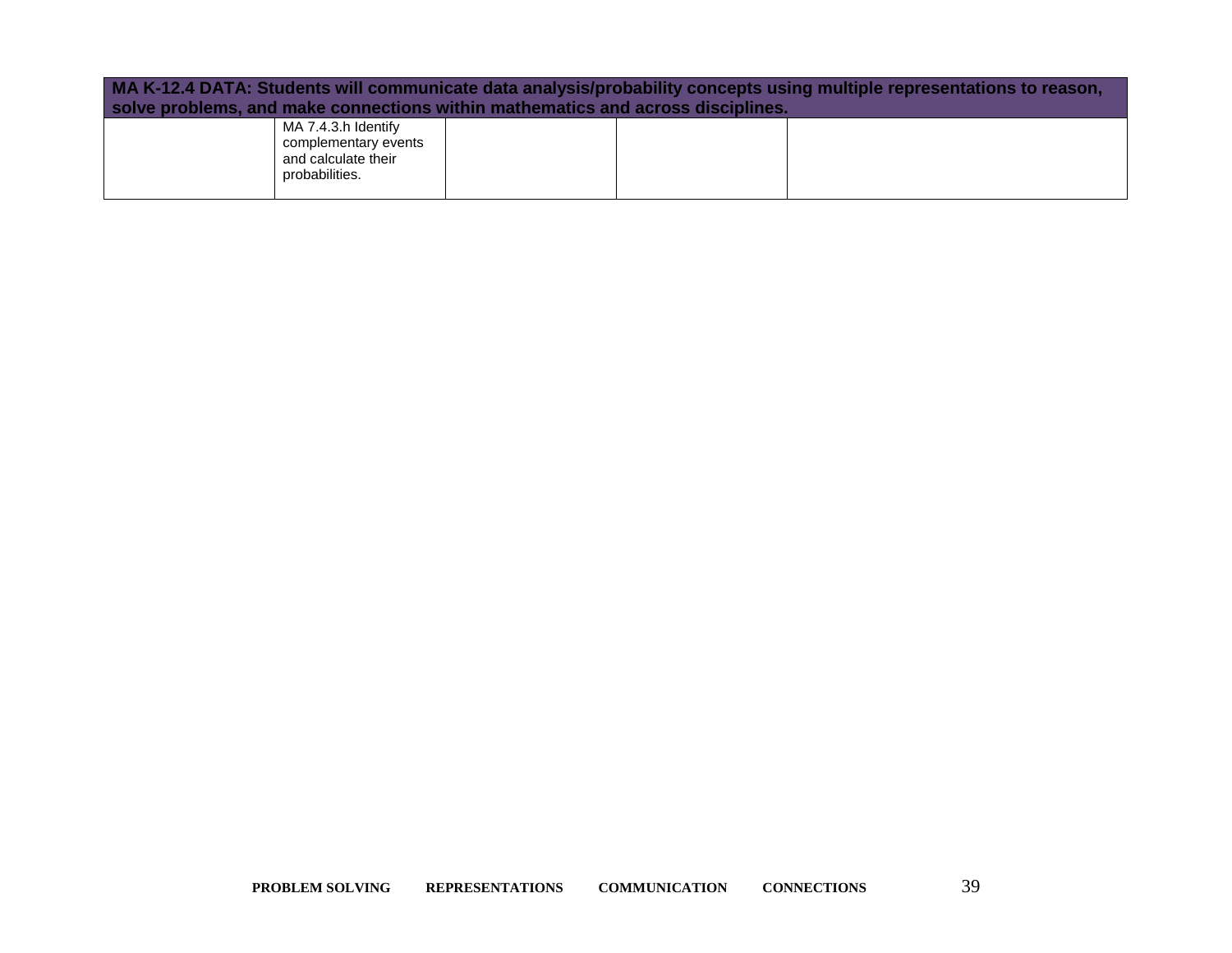| MA K-12.4 DATA: Students will communicate data analysis/probability concepts using multiple representations to reason, solve problems, and make connections within mathematics and across disciplines. | | | | |
|---|---|---|---|---|
| | MA 7.4.3.h Identify complementary events and calculate their probabilities. | | | |

PROBLEM SOLVING REPRESENTATIONS COMMUNICATION CONNECTIONS